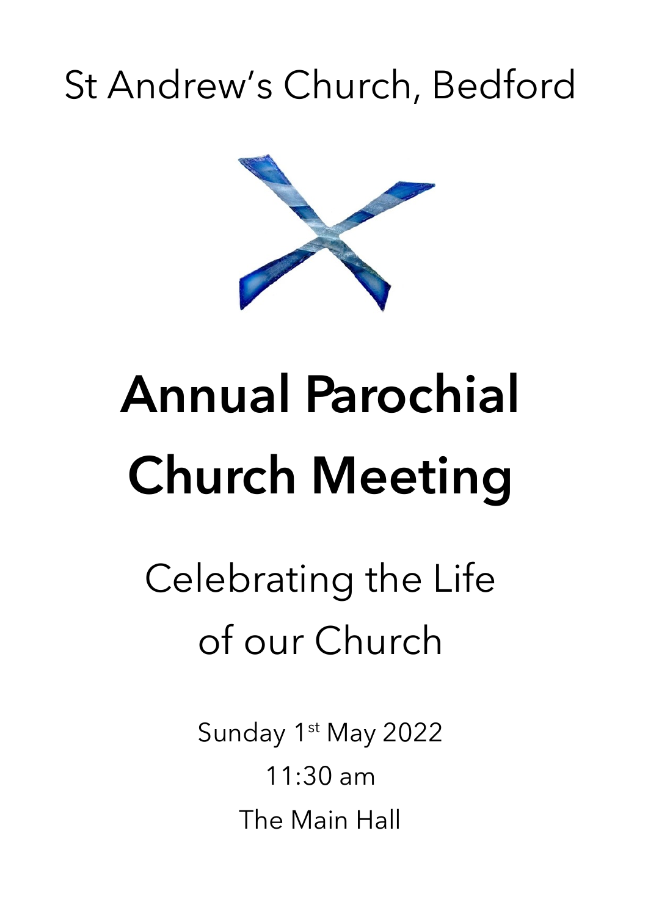St Andrew's Church, Bedford

# Annual Parochial Church Meeting

Celebrating the Life of our Church

Sunday 1st May 2022

11:30 am

The Main Hall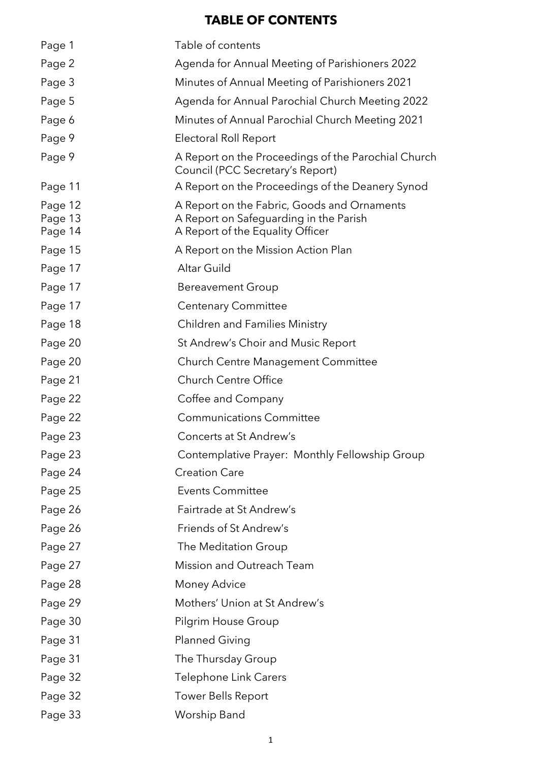# TABLE OF CONTENTS

| | |
|---|---|
| Page 1 | Table of contents |
| Page 2 | Agenda for Annual Meeting of Parishioners 2022 |
| Page 3 | Minutes of Annual Meeting of Parishioners 2021 |
| Page 5 | Agenda for Annual Parochial Church Meeting 2022 |
| Page 6 | Minutes of Annual Parochial Church Meeting 2021 |
| Page 9 | Electoral Roll Report |
| Page 9 | A Report on the Proceedings of the Parochial Church Council (PCC Secretary's Report) |
| Page 11 | A Report on the Proceedings of the Deanery Synod |
| Page 12 | A Report on the Fabric, Goods and Ornaments |
| Page 13 | A Report on Safeguarding in the Parish |
| Page 14 | A Report of the Equality Officer |
| Page 15 | A Report on the Mission Action Plan |
| Page 17 | Altar Guild |
| Page 17 | Bereavement Group |
| Page 17 | Centenary Committee |
| Page 18 | Children and Families Ministry |
| Page 20 | St Andrew's Choir and Music Report |
| Page 20 | Church Centre Management Committee |
| Page 21 | Church Centre Office |
| Page 22 | Coffee and Company |
| Page 22 | Communications Committee |
| Page 23 | Concerts at St Andrew's |
| Page 23 | Contemplative Prayer: Monthly Fellowship Group |
| Page 24 | Creation Care |
| Page 25 | Events Committee |
| Page 26 | Fairtrade at St Andrew's |
| Page 26 | Friends of St Andrew's |
| Page 27 | The Meditation Group |
| Page 27 | Mission and Outreach Team |
| Page 28 | Money Advice |
| Page 29 | Mothers' Union at St Andrew's |
| Page 30 | Pilgrim House Group |
| Page 31 | Planned Giving |
| Page 31 | The Thursday Group |
| Page 32 | Telephone Link Carers |
| Page 32 | Tower Bells Report |
| Page 33 | Worship Band |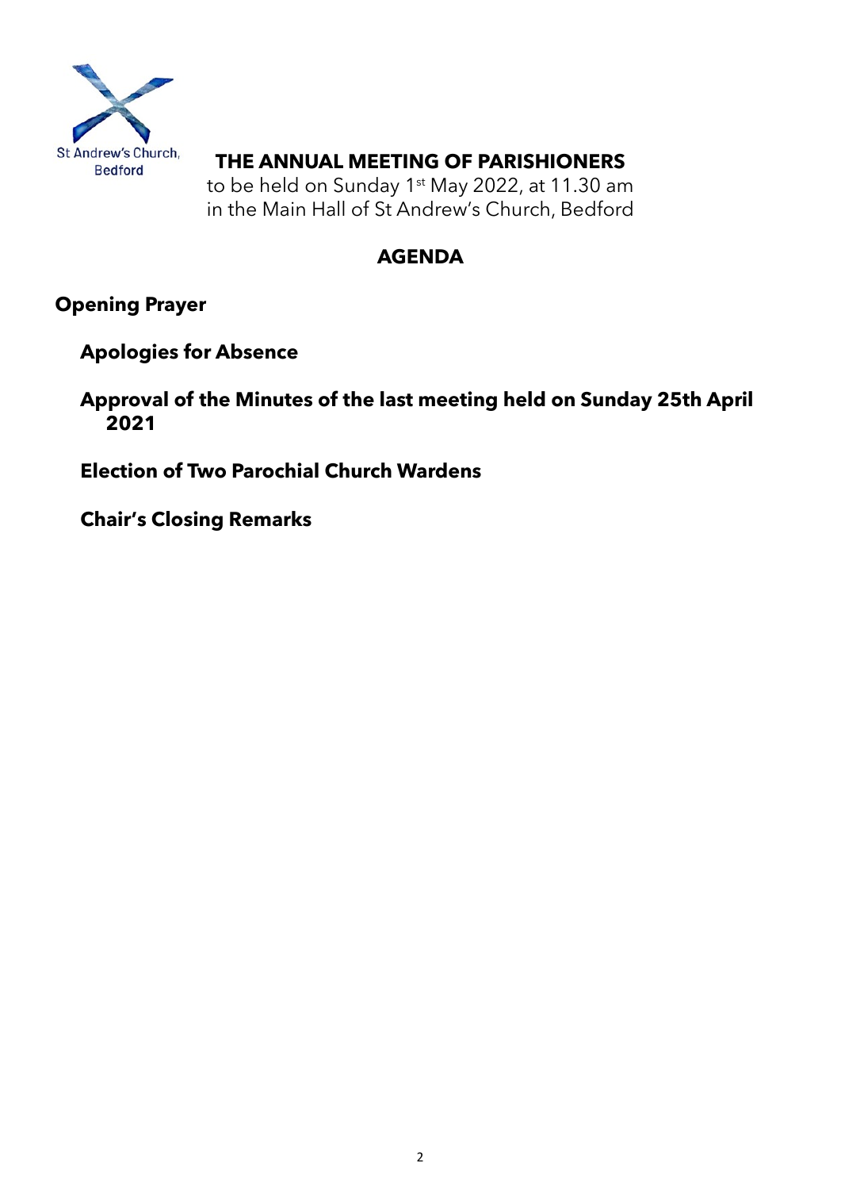St Andrew's Church, Bedford

## THE ANNUAL MEETING OF PARISHIONERS

to be held on Sunday 1st May 2022, at 11.30 am
in the Main Hall of St Andrew's Church, Bedford

## AGENDA

**Opening Prayer**

**Apologies for Absence**

**Approval of the Minutes of the last meeting held on Sunday 25th April 2021**

**Election of Two Parochial Church Wardens**

**Chair's Closing Remarks**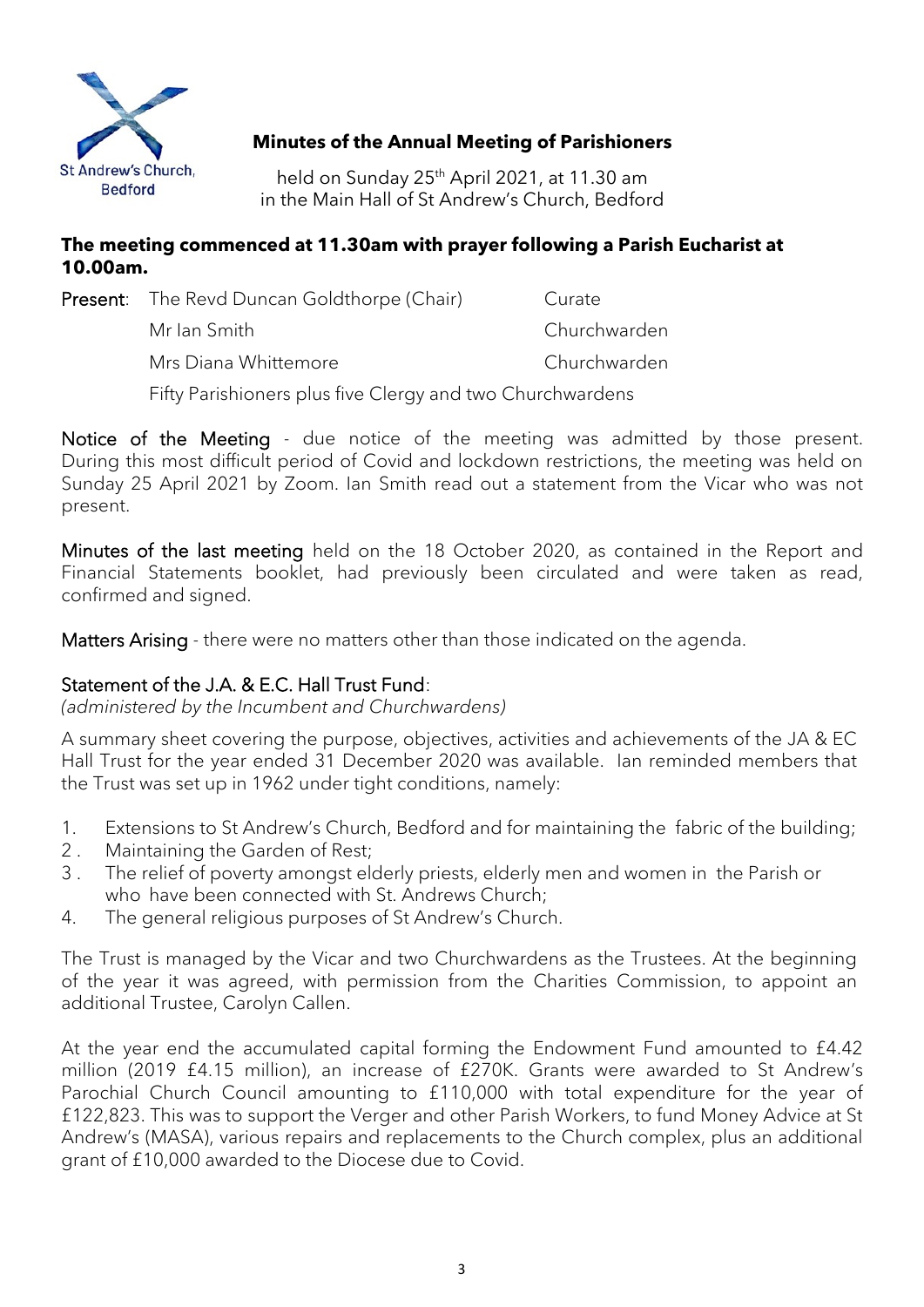St Andrew's Church, Bedford

## Minutes of the Annual Meeting of Parishioners

held on Sunday 25th April 2021, at 11.30 am
in the Main Hall of St Andrew's Church, Bedford

**The meeting commenced at 11.30am with prayer following a Parish Eucharist at 10.00am.**

| Present: | The Revd Duncan Goldthorpe (Chair) | Curate |
|---|---|---|
| | Mr Ian Smith | Churchwarden |
| | Mrs Diana Whittemore | Churchwarden |
| | Fifty Parishioners plus five Clergy and two Churchwardens | |

Notice of the Meeting - due notice of the meeting was admitted by those present. During this most difficult period of Covid and lockdown restrictions, the meeting was held on Sunday 25 April 2021 by Zoom. Ian Smith read out a statement from the Vicar who was not present.

Minutes of the last meeting held on the 18 October 2020, as contained in the Report and Financial Statements booklet, had previously been circulated and were taken as read, confirmed and signed.

Matters Arising - there were no matters other than those indicated on the agenda.

### Statement of the J.A. & E.C. Hall Trust Fund:

*(administered by the Incumbent and Churchwardens)*

A summary sheet covering the purpose, objectives, activities and achievements of the JA & EC Hall Trust for the year ended 31 December 2020 was available. Ian reminded members that the Trust was set up in 1962 under tight conditions, namely:

1. Extensions to St Andrew's Church, Bedford and for maintaining the fabric of the building;
2. Maintaining the Garden of Rest;
3. The relief of poverty amongst elderly priests, elderly men and women in the Parish or who have been connected with St. Andrews Church;
4. The general religious purposes of St Andrew's Church.

The Trust is managed by the Vicar and two Churchwardens as the Trustees. At the beginning of the year it was agreed, with permission from the Charities Commission, to appoint an additional Trustee, Carolyn Callen.

At the year end the accumulated capital forming the Endowment Fund amounted to £4.42 million (2019 £4.15 million), an increase of £270K. Grants were awarded to St Andrew's Parochial Church Council amounting to £110,000 with total expenditure for the year of £122,823. This was to support the Verger and other Parish Workers, to fund Money Advice at St Andrew's (MASA), various repairs and replacements to the Church complex, plus an additional grant of £10,000 awarded to the Diocese due to Covid.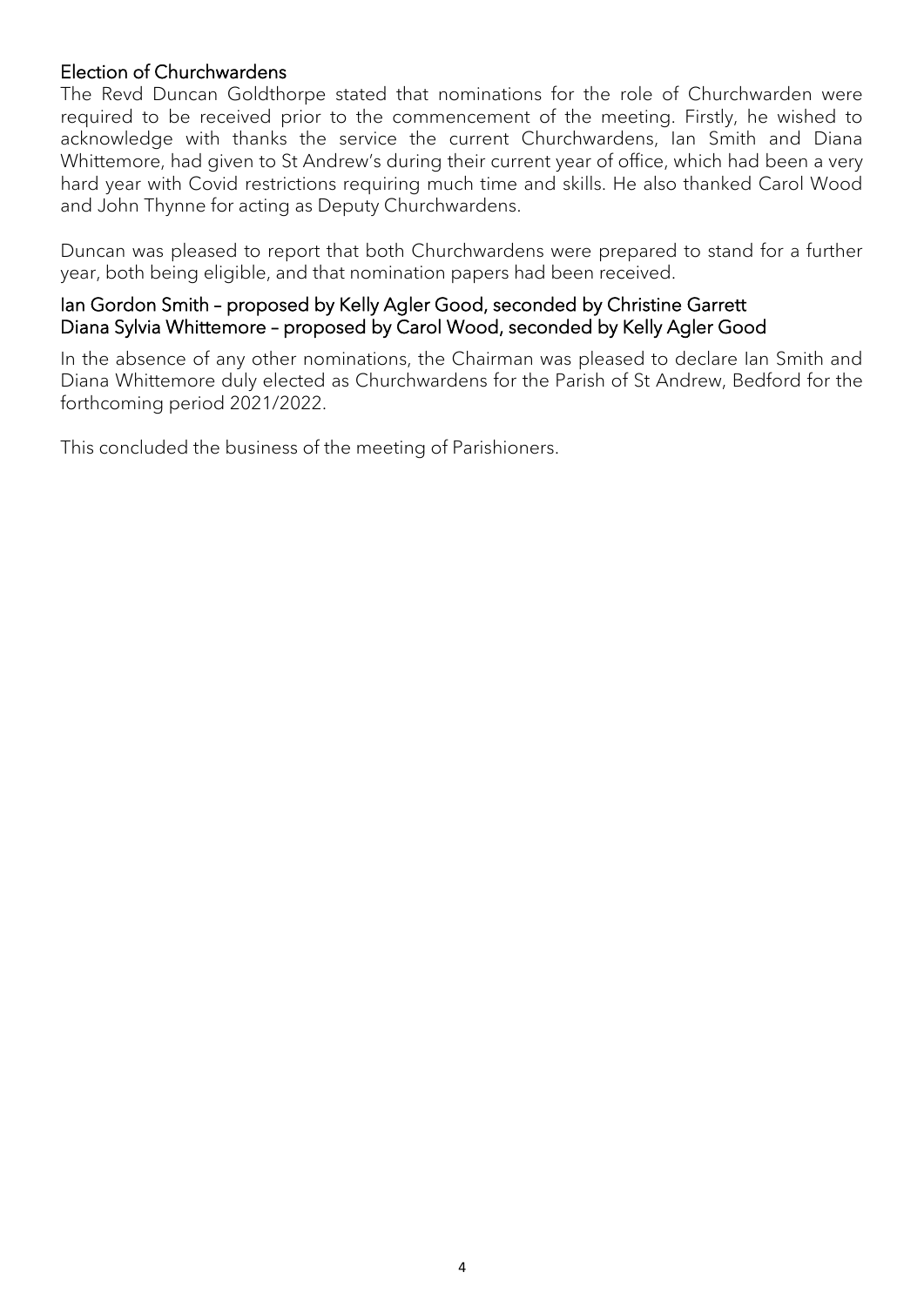## Election of Churchwardens

The Revd Duncan Goldthorpe stated that nominations for the role of Churchwarden were required to be received prior to the commencement of the meeting. Firstly, he wished to acknowledge with thanks the service the current Churchwardens, Ian Smith and Diana Whittemore, had given to St Andrew's during their current year of office, which had been a very hard year with Covid restrictions requiring much time and skills. He also thanked Carol Wood and John Thynne for acting as Deputy Churchwardens.

Duncan was pleased to report that both Churchwardens were prepared to stand for a further year, both being eligible, and that nomination papers had been received.

Ian Gordon Smith – proposed by Kelly Agler Good, seconded by Christine Garrett
Diana Sylvia Whittemore – proposed by Carol Wood, seconded by Kelly Agler Good

In the absence of any other nominations, the Chairman was pleased to declare Ian Smith and Diana Whittemore duly elected as Churchwardens for the Parish of St Andrew, Bedford for the forthcoming period 2021/2022.

This concluded the business of the meeting of Parishioners.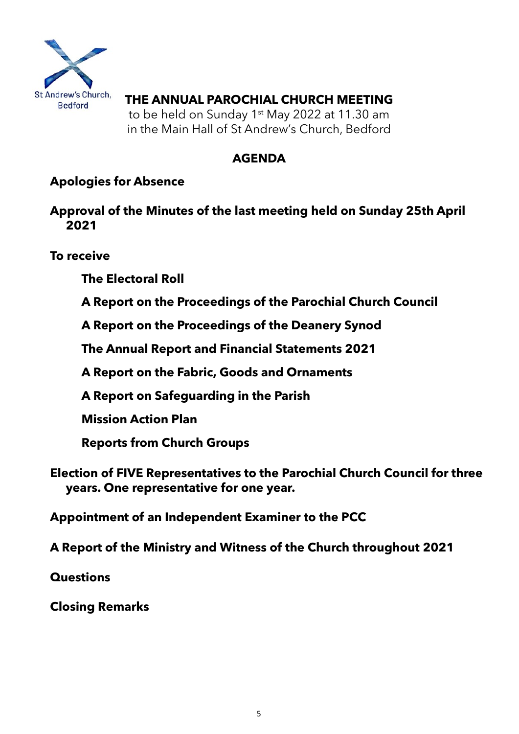St Andrew's Church, Bedford

# THE ANNUAL PAROCHIAL CHURCH MEETING

to be held on Sunday 1st May 2022 at 11.30 am
in the Main Hall of St Andrew's Church, Bedford

## AGENDA

**Apologies for Absence**

**Approval of the Minutes of the last meeting held on Sunday 25th April 2021**

**To receive**

- **The Electoral Roll**
- **A Report on the Proceedings of the Parochial Church Council**
- **A Report on the Proceedings of the Deanery Synod**
- **The Annual Report and Financial Statements 2021**
- **A Report on the Fabric, Goods and Ornaments**
- **A Report on Safeguarding in the Parish**
- **Mission Action Plan**
- **Reports from Church Groups**

**Election of FIVE Representatives to the Parochial Church Council for three years. One representative for one year.**

**Appointment of an Independent Examiner to the PCC**

**A Report of the Ministry and Witness of the Church throughout 2021**

**Questions**

**Closing Remarks**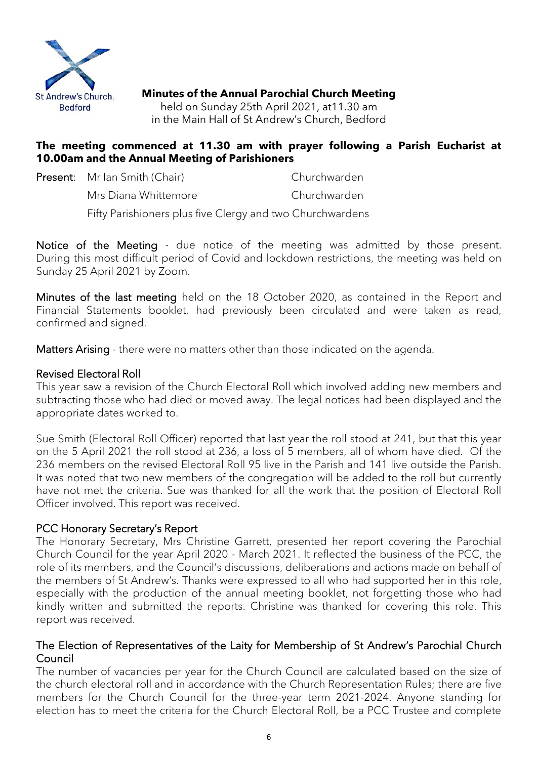St Andrew's Church, Bedford

**Minutes of the Annual Parochial Church Meeting**
held on Sunday 25th April 2021, at11.30 am
in the Main Hall of St Andrew's Church, Bedford

**The meeting commenced at 11.30 am with prayer following a Parish Eucharist at 10.00am and the Annual Meeting of Parishioners**

| | | |
|---|---|---|
| **Present**: | Mr Ian Smith (Chair) | Churchwarden |
| | Mrs Diana Whittemore | Churchwarden |
| | Fifty Parishioners plus five Clergy and two Churchwardens | |

Notice of the Meeting - due notice of the meeting was admitted by those present. During this most difficult period of Covid and lockdown restrictions, the meeting was held on Sunday 25 April 2021 by Zoom.

Minutes of the last meeting held on the 18 October 2020, as contained in the Report and Financial Statements booklet, had previously been circulated and were taken as read, confirmed and signed.

Matters Arising - there were no matters other than those indicated on the agenda.

## Revised Electoral Roll

This year saw a revision of the Church Electoral Roll which involved adding new members and subtracting those who had died or moved away. The legal notices had been displayed and the appropriate dates worked to.

Sue Smith (Electoral Roll Officer) reported that last year the roll stood at 241, but that this year on the 5 April 2021 the roll stood at 236, a loss of 5 members, all of whom have died. Of the 236 members on the revised Electoral Roll 95 live in the Parish and 141 live outside the Parish. It was noted that two new members of the congregation will be added to the roll but currently have not met the criteria. Sue was thanked for all the work that the position of Electoral Roll Officer involved. This report was received.

## PCC Honorary Secretary's Report

The Honorary Secretary, Mrs Christine Garrett, presented her report covering the Parochial Church Council for the year April 2020 - March 2021. It reflected the business of the PCC, the role of its members, and the Council's discussions, deliberations and actions made on behalf of the members of St Andrew's. Thanks were expressed to all who had supported her in this role, especially with the production of the annual meeting booklet, not forgetting those who had kindly written and submitted the reports. Christine was thanked for covering this role. This report was received.

## The Election of Representatives of the Laity for Membership of St Andrew's Parochial Church Council

The number of vacancies per year for the Church Council are calculated based on the size of the church electoral roll and in accordance with the Church Representation Rules; there are five members for the Church Council for the three-year term 2021-2024. Anyone standing for election has to meet the criteria for the Church Electoral Roll, be a PCC Trustee and complete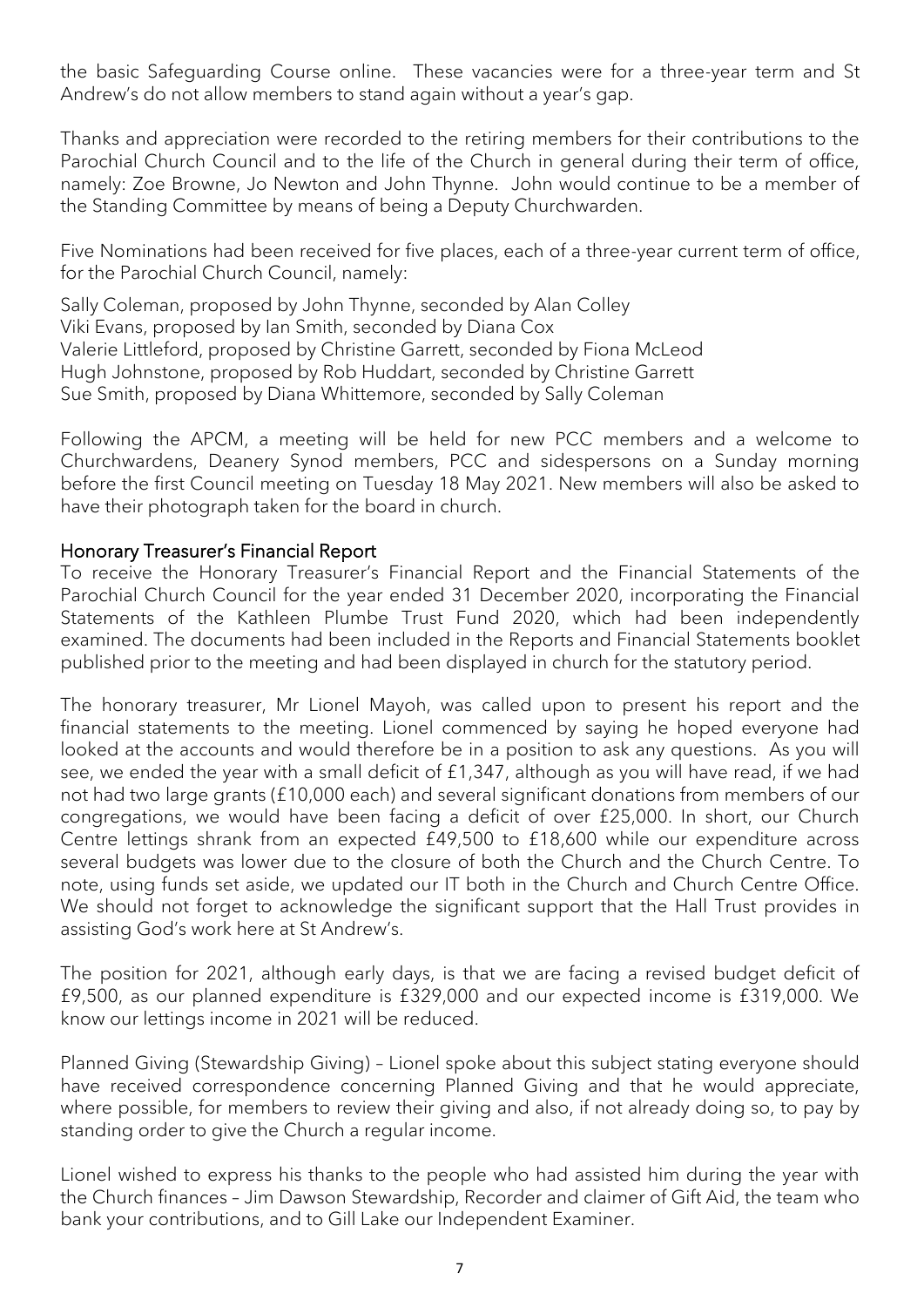the basic Safeguarding Course online. These vacancies were for a three-year term and St Andrew's do not allow members to stand again without a year's gap.

Thanks and appreciation were recorded to the retiring members for their contributions to the Parochial Church Council and to the life of the Church in general during their term of office, namely: Zoe Browne, Jo Newton and John Thynne. John would continue to be a member of the Standing Committee by means of being a Deputy Churchwarden.

Five Nominations had been received for five places, each of a three-year current term of office, for the Parochial Church Council, namely:

Sally Coleman, proposed by John Thynne, seconded by Alan Colley
Viki Evans, proposed by Ian Smith, seconded by Diana Cox
Valerie Littleford, proposed by Christine Garrett, seconded by Fiona McLeod
Hugh Johnstone, proposed by Rob Huddart, seconded by Christine Garrett
Sue Smith, proposed by Diana Whittemore, seconded by Sally Coleman

Following the APCM, a meeting will be held for new PCC members and a welcome to Churchwardens, Deanery Synod members, PCC and sidespersons on a Sunday morning before the first Council meeting on Tuesday 18 May 2021. New members will also be asked to have their photograph taken for the board in church.

## Honorary Treasurer's Financial Report

To receive the Honorary Treasurer's Financial Report and the Financial Statements of the Parochial Church Council for the year ended 31 December 2020, incorporating the Financial Statements of the Kathleen Plumbe Trust Fund 2020, which had been independently examined. The documents had been included in the Reports and Financial Statements booklet published prior to the meeting and had been displayed in church for the statutory period.

The honorary treasurer, Mr Lionel Mayoh, was called upon to present his report and the financial statements to the meeting. Lionel commenced by saying he hoped everyone had looked at the accounts and would therefore be in a position to ask any questions. As you will see, we ended the year with a small deficit of £1,347, although as you will have read, if we had not had two large grants (£10,000 each) and several significant donations from members of our congregations, we would have been facing a deficit of over £25,000. In short, our Church Centre lettings shrank from an expected £49,500 to £18,600 while our expenditure across several budgets was lower due to the closure of both the Church and the Church Centre. To note, using funds set aside, we updated our IT both in the Church and Church Centre Office. We should not forget to acknowledge the significant support that the Hall Trust provides in assisting God's work here at St Andrew's.

The position for 2021, although early days, is that we are facing a revised budget deficit of £9,500, as our planned expenditure is £329,000 and our expected income is £319,000. We know our lettings income in 2021 will be reduced.

Planned Giving (Stewardship Giving) – Lionel spoke about this subject stating everyone should have received correspondence concerning Planned Giving and that he would appreciate, where possible, for members to review their giving and also, if not already doing so, to pay by standing order to give the Church a regular income.

Lionel wished to express his thanks to the people who had assisted him during the year with the Church finances – Jim Dawson Stewardship, Recorder and claimer of Gift Aid, the team who bank your contributions, and to Gill Lake our Independent Examiner.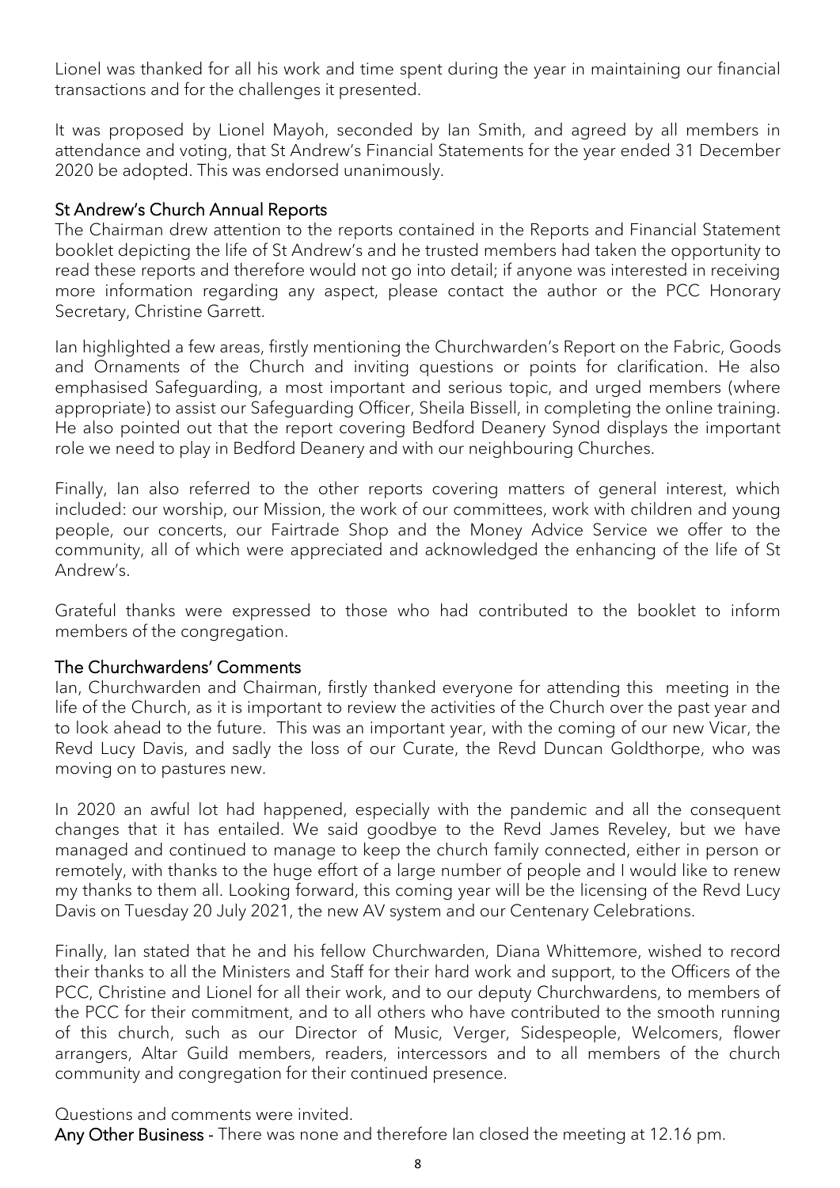Lionel was thanked for all his work and time spent during the year in maintaining our financial transactions and for the challenges it presented.

It was proposed by Lionel Mayoh, seconded by Ian Smith, and agreed by all members in attendance and voting, that St Andrew's Financial Statements for the year ended 31 December 2020 be adopted. This was endorsed unanimously.

## St Andrew's Church Annual Reports

The Chairman drew attention to the reports contained in the Reports and Financial Statement booklet depicting the life of St Andrew's and he trusted members had taken the opportunity to read these reports and therefore would not go into detail; if anyone was interested in receiving more information regarding any aspect, please contact the author or the PCC Honorary Secretary, Christine Garrett.

Ian highlighted a few areas, firstly mentioning the Churchwarden's Report on the Fabric, Goods and Ornaments of the Church and inviting questions or points for clarification. He also emphasised Safeguarding, a most important and serious topic, and urged members (where appropriate) to assist our Safeguarding Officer, Sheila Bissell, in completing the online training. He also pointed out that the report covering Bedford Deanery Synod displays the important role we need to play in Bedford Deanery and with our neighbouring Churches.

Finally, Ian also referred to the other reports covering matters of general interest, which included: our worship, our Mission, the work of our committees, work with children and young people, our concerts, our Fairtrade Shop and the Money Advice Service we offer to the community, all of which were appreciated and acknowledged the enhancing of the life of St Andrew's.

Grateful thanks were expressed to those who had contributed to the booklet to inform members of the congregation.

## The Churchwardens' Comments

Ian, Churchwarden and Chairman, firstly thanked everyone for attending this meeting in the life of the Church, as it is important to review the activities of the Church over the past year and to look ahead to the future. This was an important year, with the coming of our new Vicar, the Revd Lucy Davis, and sadly the loss of our Curate, the Revd Duncan Goldthorpe, who was moving on to pastures new.

In 2020 an awful lot had happened, especially with the pandemic and all the consequent changes that it has entailed. We said goodbye to the Revd James Reveley, but we have managed and continued to manage to keep the church family connected, either in person or remotely, with thanks to the huge effort of a large number of people and I would like to renew my thanks to them all. Looking forward, this coming year will be the licensing of the Revd Lucy Davis on Tuesday 20 July 2021, the new AV system and our Centenary Celebrations.

Finally, Ian stated that he and his fellow Churchwarden, Diana Whittemore, wished to record their thanks to all the Ministers and Staff for their hard work and support, to the Officers of the PCC, Christine and Lionel for all their work, and to our deputy Churchwardens, to members of the PCC for their commitment, and to all others who have contributed to the smooth running of this church, such as our Director of Music, Verger, Sidespeople, Welcomers, flower arrangers, Altar Guild members, readers, intercessors and to all members of the church community and congregation for their continued presence.

Questions and comments were invited.

**Any Other Business** - There was none and therefore Ian closed the meeting at 12.16 pm.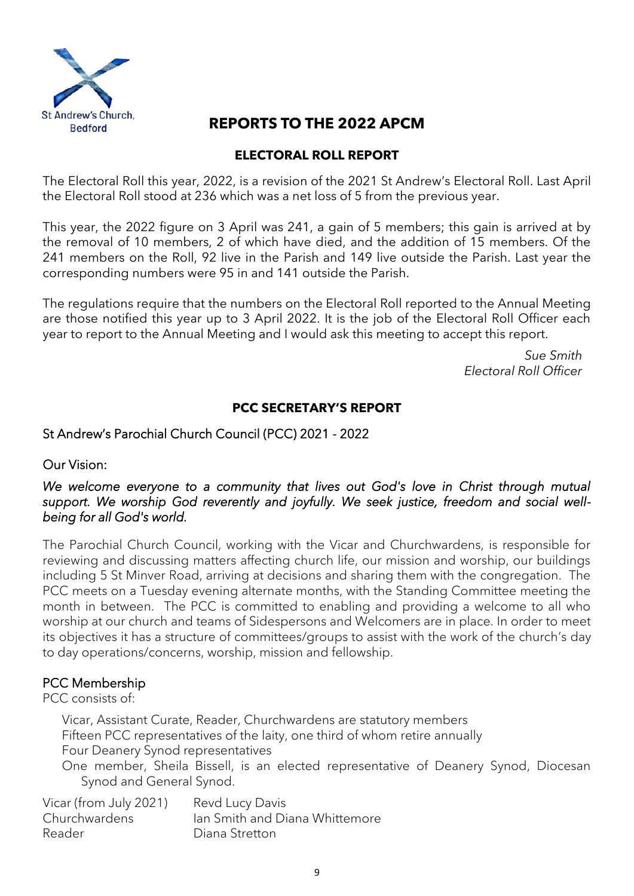St Andrew's Church, Bedford

# REPORTS TO THE 2022 APCM

## ELECTORAL ROLL REPORT

The Electoral Roll this year, 2022, is a revision of the 2021 St Andrew's Electoral Roll. Last April the Electoral Roll stood at 236 which was a net loss of 5 from the previous year.

This year, the 2022 figure on 3 April was 241, a gain of 5 members; this gain is arrived at by the removal of 10 members, 2 of which have died, and the addition of 15 members. Of the 241 members on the Roll, 92 live in the Parish and 149 live outside the Parish. Last year the corresponding numbers were 95 in and 141 outside the Parish.

The regulations require that the numbers on the Electoral Roll reported to the Annual Meeting are those notified this year up to 3 April 2022. It is the job of the Electoral Roll Officer each year to report to the Annual Meeting and I would ask this meeting to accept this report.

*Sue Smith*
*Electoral Roll Officer*

## PCC SECRETARY'S REPORT

### St Andrew's Parochial Church Council (PCC) 2021 - 2022

### Our Vision:

*We welcome everyone to a community that lives out God's love in Christ through mutual support. We worship God reverently and joyfully. We seek justice, freedom and social well-being for all God's world.*

The Parochial Church Council, working with the Vicar and Churchwardens, is responsible for reviewing and discussing matters affecting church life, our mission and worship, our buildings including 5 St Minver Road, arriving at decisions and sharing them with the congregation. The PCC meets on a Tuesday evening alternate months, with the Standing Committee meeting the month in between. The PCC is committed to enabling and providing a welcome to all who worship at our church and teams of Sidespersons and Welcomers are in place. In order to meet its objectives it has a structure of committees/groups to assist with the work of the church's day to day operations/concerns, worship, mission and fellowship.

### PCC Membership

PCC consists of:

- Vicar, Assistant Curate, Reader, Churchwardens are statutory members
- Fifteen PCC representatives of the laity, one third of whom retire annually
- Four Deanery Synod representatives
- One member, Sheila Bissell, is an elected representative of Deanery Synod, Diocesan Synod and General Synod.

| | |
|---|---|
| Vicar (from July 2021) | Revd Lucy Davis |
| Churchwardens | Ian Smith and Diana Whittemore |
| Reader | Diana Stretton |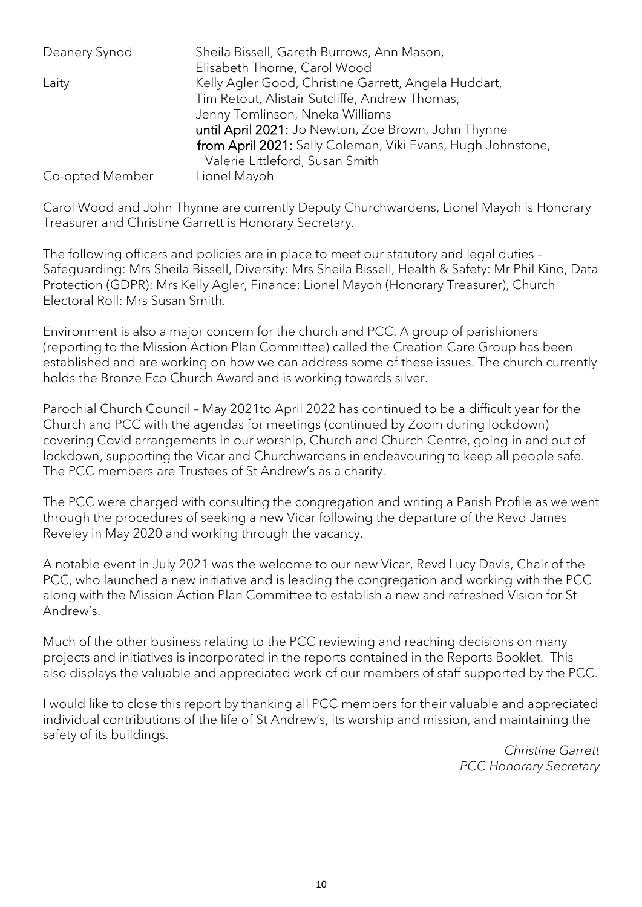| | |
|---|---|
| Deanery Synod | Sheila Bissell, Gareth Burrows, Ann Mason, Elisabeth Thorne, Carol Wood |
| Laity | Kelly Agler Good, Christine Garrett, Angela Huddart, Tim Retout, Alistair Sutcliffe, Andrew Thomas, Jenny Tomlinson, Nneka Williams<br>**until April 2021:** Jo Newton, Zoe Brown, John Thynne<br>**from April 2021:** Sally Coleman, Viki Evans, Hugh Johnstone, Valerie Littleford, Susan Smith |
| Co-opted Member | Lionel Mayoh |

Carol Wood and John Thynne are currently Deputy Churchwardens, Lionel Mayoh is Honorary Treasurer and Christine Garrett is Honorary Secretary.

The following officers and policies are in place to meet our statutory and legal duties – Safeguarding: Mrs Sheila Bissell, Diversity: Mrs Sheila Bissell, Health & Safety: Mr Phil Kino, Data Protection (GDPR): Mrs Kelly Agler, Finance: Lionel Mayoh (Honorary Treasurer), Church Electoral Roll: Mrs Susan Smith.

Environment is also a major concern for the church and PCC. A group of parishioners (reporting to the Mission Action Plan Committee) called the Creation Care Group has been established and are working on how we can address some of these issues. The church currently holds the Bronze Eco Church Award and is working towards silver.

Parochial Church Council – May 2021to April 2022 has continued to be a difficult year for the Church and PCC with the agendas for meetings (continued by Zoom during lockdown) covering Covid arrangements in our worship, Church and Church Centre, going in and out of lockdown, supporting the Vicar and Churchwardens in endeavouring to keep all people safe. The PCC members are Trustees of St Andrew's as a charity.

The PCC were charged with consulting the congregation and writing a Parish Profile as we went through the procedures of seeking a new Vicar following the departure of the Revd James Reveley in May 2020 and working through the vacancy.

A notable event in July 2021 was the welcome to our new Vicar, Revd Lucy Davis, Chair of the PCC, who launched a new initiative and is leading the congregation and working with the PCC along with the Mission Action Plan Committee to establish a new and refreshed Vision for St Andrew's.

Much of the other business relating to the PCC reviewing and reaching decisions on many projects and initiatives is incorporated in the reports contained in the Reports Booklet. This also displays the valuable and appreciated work of our members of staff supported by the PCC.

I would like to close this report by thanking all PCC members for their valuable and appreciated individual contributions of the life of St Andrew's, its worship and mission, and maintaining the safety of its buildings.

*Christine Garrett*
*PCC Honorary Secretary*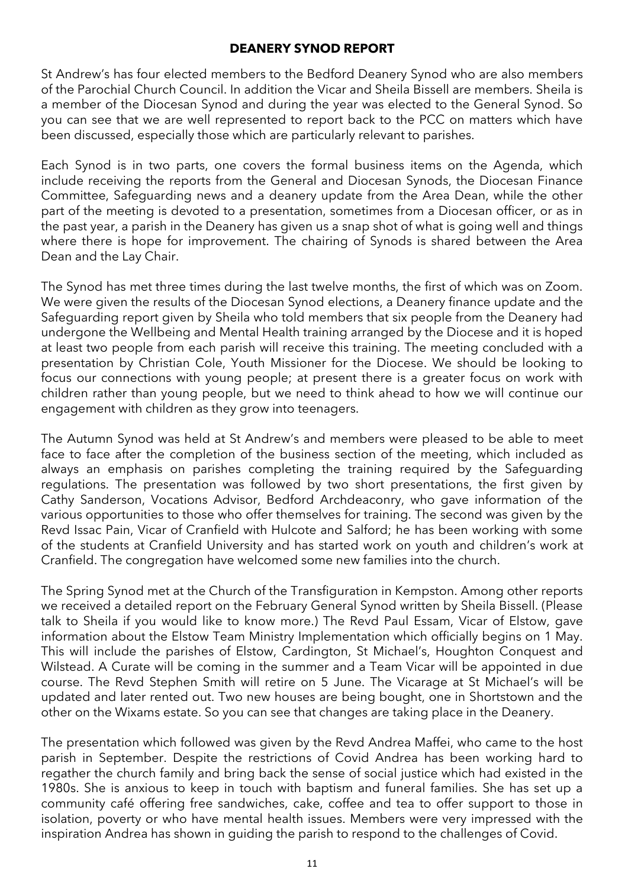## DEANERY SYNOD REPORT

St Andrew's has four elected members to the Bedford Deanery Synod who are also members of the Parochial Church Council. In addition the Vicar and Sheila Bissell are members. Sheila is a member of the Diocesan Synod and during the year was elected to the General Synod. So you can see that we are well represented to report back to the PCC on matters which have been discussed, especially those which are particularly relevant to parishes.

Each Synod is in two parts, one covers the formal business items on the Agenda, which include receiving the reports from the General and Diocesan Synods, the Diocesan Finance Committee, Safeguarding news and a deanery update from the Area Dean, while the other part of the meeting is devoted to a presentation, sometimes from a Diocesan officer, or as in the past year, a parish in the Deanery has given us a snap shot of what is going well and things where there is hope for improvement. The chairing of Synods is shared between the Area Dean and the Lay Chair.

The Synod has met three times during the last twelve months, the first of which was on Zoom. We were given the results of the Diocesan Synod elections, a Deanery finance update and the Safeguarding report given by Sheila who told members that six people from the Deanery had undergone the Wellbeing and Mental Health training arranged by the Diocese and it is hoped at least two people from each parish will receive this training. The meeting concluded with a presentation by Christian Cole, Youth Missioner for the Diocese. We should be looking to focus our connections with young people; at present there is a greater focus on work with children rather than young people, but we need to think ahead to how we will continue our engagement with children as they grow into teenagers.

The Autumn Synod was held at St Andrew's and members were pleased to be able to meet face to face after the completion of the business section of the meeting, which included as always an emphasis on parishes completing the training required by the Safeguarding regulations. The presentation was followed by two short presentations, the first given by Cathy Sanderson, Vocations Advisor, Bedford Archdeaconry, who gave information of the various opportunities to those who offer themselves for training. The second was given by the Revd Issac Pain, Vicar of Cranfield with Hulcote and Salford; he has been working with some of the students at Cranfield University and has started work on youth and children's work at Cranfield. The congregation have welcomed some new families into the church.

The Spring Synod met at the Church of the Transfiguration in Kempston. Among other reports we received a detailed report on the February General Synod written by Sheila Bissell. (Please talk to Sheila if you would like to know more.) The Revd Paul Essam, Vicar of Elstow, gave information about the Elstow Team Ministry Implementation which officially begins on 1 May. This will include the parishes of Elstow, Cardington, St Michael's, Houghton Conquest and Wilstead. A Curate will be coming in the summer and a Team Vicar will be appointed in due course. The Revd Stephen Smith will retire on 5 June. The Vicarage at St Michael's will be updated and later rented out. Two new houses are being bought, one in Shortstown and the other on the Wixams estate. So you can see that changes are taking place in the Deanery.

The presentation which followed was given by the Revd Andrea Maffei, who came to the host parish in September. Despite the restrictions of Covid Andrea has been working hard to regather the church family and bring back the sense of social justice which had existed in the 1980s. She is anxious to keep in touch with baptism and funeral families. She has set up a community café offering free sandwiches, cake, coffee and tea to offer support to those in isolation, poverty or who have mental health issues. Members were very impressed with the inspiration Andrea has shown in guiding the parish to respond to the challenges of Covid.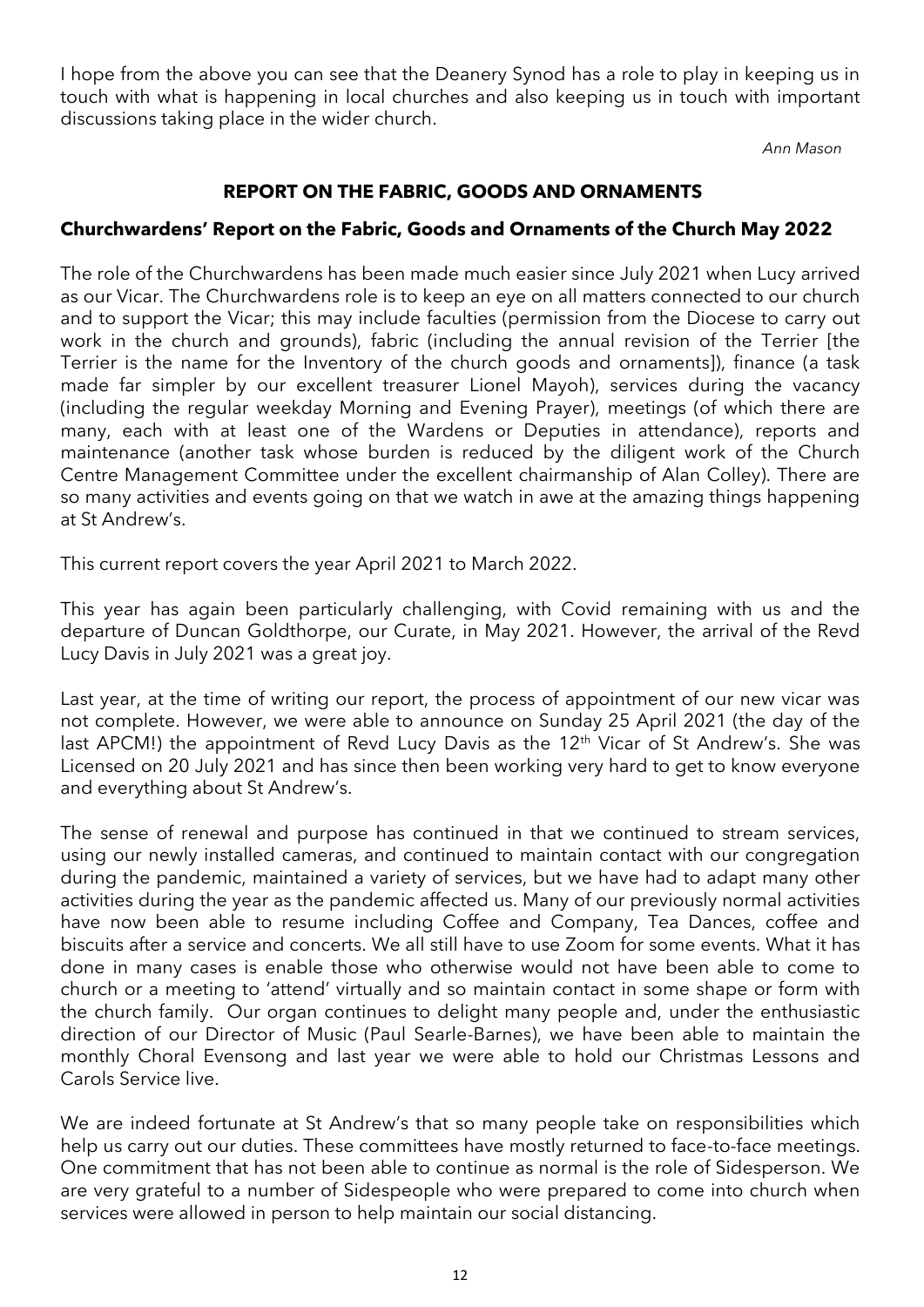I hope from the above you can see that the Deanery Synod has a role to play in keeping us in touch with what is happening in local churches and also keeping us in touch with important discussions taking place in the wider church.

*Ann Mason*

## REPORT ON THE FABRIC, GOODS AND ORNAMENTS

### Churchwardens' Report on the Fabric, Goods and Ornaments of the Church May 2022

The role of the Churchwardens has been made much easier since July 2021 when Lucy arrived as our Vicar. The Churchwardens role is to keep an eye on all matters connected to our church and to support the Vicar; this may include faculties (permission from the Diocese to carry out work in the church and grounds), fabric (including the annual revision of the Terrier [the Terrier is the name for the Inventory of the church goods and ornaments]), finance (a task made far simpler by our excellent treasurer Lionel Mayoh), services during the vacancy (including the regular weekday Morning and Evening Prayer), meetings (of which there are many, each with at least one of the Wardens or Deputies in attendance), reports and maintenance (another task whose burden is reduced by the diligent work of the Church Centre Management Committee under the excellent chairmanship of Alan Colley). There are so many activities and events going on that we watch in awe at the amazing things happening at St Andrew's.

This current report covers the year April 2021 to March 2022.

This year has again been particularly challenging, with Covid remaining with us and the departure of Duncan Goldthorpe, our Curate, in May 2021. However, the arrival of the Revd Lucy Davis in July 2021 was a great joy.

Last year, at the time of writing our report, the process of appointment of our new vicar was not complete. However, we were able to announce on Sunday 25 April 2021 (the day of the last APCM!) the appointment of Revd Lucy Davis as the 12th Vicar of St Andrew's. She was Licensed on 20 July 2021 and has since then been working very hard to get to know everyone and everything about St Andrew's.

The sense of renewal and purpose has continued in that we continued to stream services, using our newly installed cameras, and continued to maintain contact with our congregation during the pandemic, maintained a variety of services, but we have had to adapt many other activities during the year as the pandemic affected us. Many of our previously normal activities have now been able to resume including Coffee and Company, Tea Dances, coffee and biscuits after a service and concerts. We all still have to use Zoom for some events. What it has done in many cases is enable those who otherwise would not have been able to come to church or a meeting to 'attend' virtually and so maintain contact in some shape or form with the church family. Our organ continues to delight many people and, under the enthusiastic direction of our Director of Music (Paul Searle-Barnes), we have been able to maintain the monthly Choral Evensong and last year we were able to hold our Christmas Lessons and Carols Service live.

We are indeed fortunate at St Andrew's that so many people take on responsibilities which help us carry out our duties. These committees have mostly returned to face-to-face meetings. One commitment that has not been able to continue as normal is the role of Sidesperson. We are very grateful to a number of Sidespeople who were prepared to come into church when services were allowed in person to help maintain our social distancing.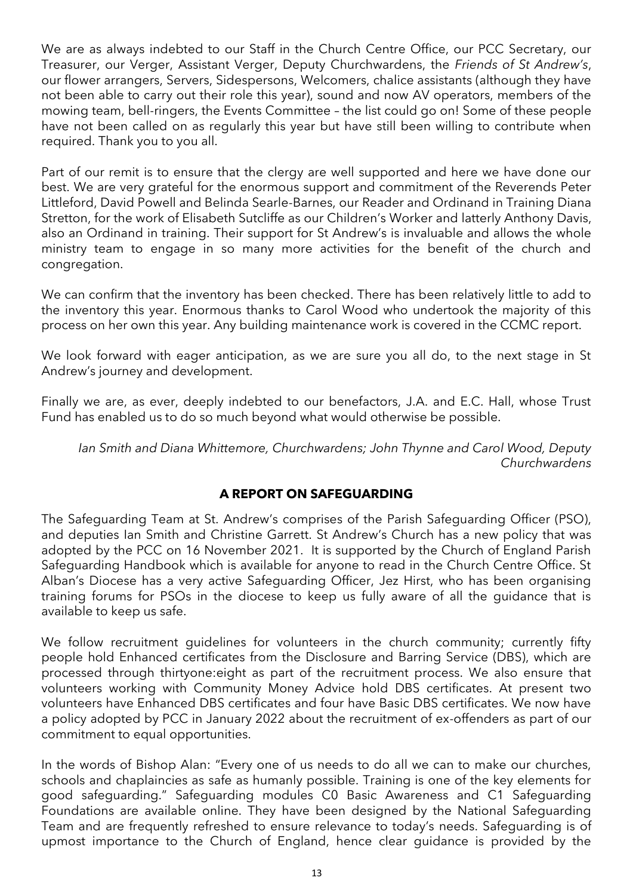We are as always indebted to our Staff in the Church Centre Office, our PCC Secretary, our Treasurer, our Verger, Assistant Verger, Deputy Churchwardens, the *Friends of St Andrew's*, our flower arrangers, Servers, Sidespersons, Welcomers, chalice assistants (although they have not been able to carry out their role this year), sound and now AV operators, members of the mowing team, bell-ringers, the Events Committee – the list could go on! Some of these people have not been called on as regularly this year but have still been willing to contribute when required. Thank you to you all.

Part of our remit is to ensure that the clergy are well supported and here we have done our best. We are very grateful for the enormous support and commitment of the Reverends Peter Littleford, David Powell and Belinda Searle-Barnes, our Reader and Ordinand in Training Diana Stretton, for the work of Elisabeth Sutcliffe as our Children's Worker and latterly Anthony Davis, also an Ordinand in training. Their support for St Andrew's is invaluable and allows the whole ministry team to engage in so many more activities for the benefit of the church and congregation.

We can confirm that the inventory has been checked. There has been relatively little to add to the inventory this year. Enormous thanks to Carol Wood who undertook the majority of this process on her own this year. Any building maintenance work is covered in the CCMC report.

We look forward with eager anticipation, as we are sure you all do, to the next stage in St Andrew's journey and development.

Finally we are, as ever, deeply indebted to our benefactors, J.A. and E.C. Hall, whose Trust Fund has enabled us to do so much beyond what would otherwise be possible.

*Ian Smith and Diana Whittemore, Churchwardens; John Thynne and Carol Wood, Deputy Churchwardens*

## A REPORT ON SAFEGUARDING

The Safeguarding Team at St. Andrew's comprises of the Parish Safeguarding Officer (PSO), and deputies Ian Smith and Christine Garrett. St Andrew's Church has a new policy that was adopted by the PCC on 16 November 2021. It is supported by the Church of England Parish Safeguarding Handbook which is available for anyone to read in the Church Centre Office. St Alban's Diocese has a very active Safeguarding Officer, Jez Hirst, who has been organising training forums for PSOs in the diocese to keep us fully aware of all the guidance that is available to keep us safe.

We follow recruitment guidelines for volunteers in the church community; currently fifty people hold Enhanced certificates from the Disclosure and Barring Service (DBS), which are processed through thirtyone:eight as part of the recruitment process. We also ensure that volunteers working with Community Money Advice hold DBS certificates. At present two volunteers have Enhanced DBS certificates and four have Basic DBS certificates. We now have a policy adopted by PCC in January 2022 about the recruitment of ex-offenders as part of our commitment to equal opportunities.

In the words of Bishop Alan: "Every one of us needs to do all we can to make our churches, schools and chaplaincies as safe as humanly possible. Training is one of the key elements for good safeguarding." Safeguarding modules C0 Basic Awareness and C1 Safeguarding Foundations are available online. They have been designed by the National Safeguarding Team and are frequently refreshed to ensure relevance to today's needs. Safeguarding is of upmost importance to the Church of England, hence clear guidance is provided by the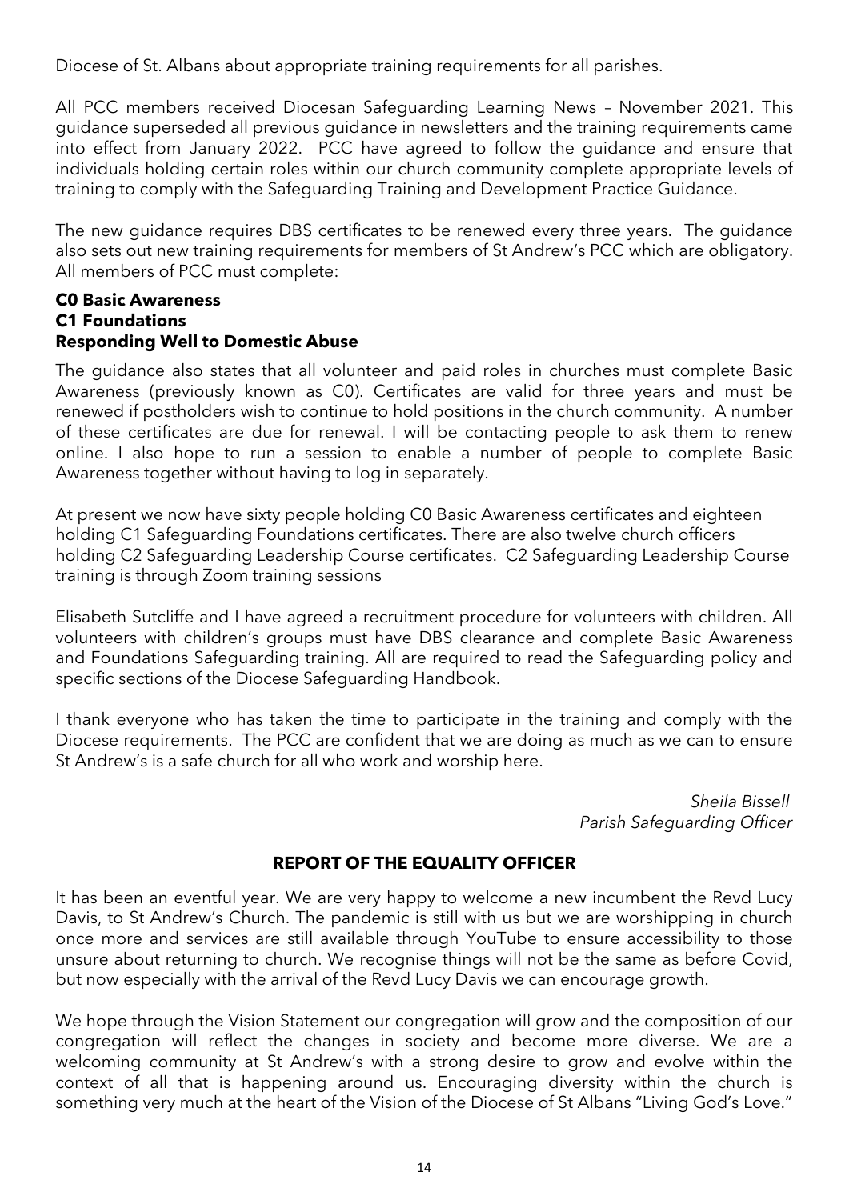Diocese of St. Albans about appropriate training requirements for all parishes.

All PCC members received Diocesan Safeguarding Learning News – November 2021. This guidance superseded all previous guidance in newsletters and the training requirements came into effect from January 2022. PCC have agreed to follow the guidance and ensure that individuals holding certain roles within our church community complete appropriate levels of training to comply with the Safeguarding Training and Development Practice Guidance.

The new guidance requires DBS certificates to be renewed every three years. The guidance also sets out new training requirements for members of St Andrew's PCC which are obligatory. All members of PCC must complete:

**C0 Basic Awareness**
**C1 Foundations**
**Responding Well to Domestic Abuse**

The guidance also states that all volunteer and paid roles in churches must complete Basic Awareness (previously known as C0). Certificates are valid for three years and must be renewed if postholders wish to continue to hold positions in the church community. A number of these certificates are due for renewal. I will be contacting people to ask them to renew online. I also hope to run a session to enable a number of people to complete Basic Awareness together without having to log in separately.

At present we now have sixty people holding C0 Basic Awareness certificates and eighteen holding C1 Safeguarding Foundations certificates. There are also twelve church officers holding C2 Safeguarding Leadership Course certificates. C2 Safeguarding Leadership Course training is through Zoom training sessions

Elisabeth Sutcliffe and I have agreed a recruitment procedure for volunteers with children. All volunteers with children's groups must have DBS clearance and complete Basic Awareness and Foundations Safeguarding training. All are required to read the Safeguarding policy and specific sections of the Diocese Safeguarding Handbook.

I thank everyone who has taken the time to participate in the training and comply with the Diocese requirements. The PCC are confident that we are doing as much as we can to ensure St Andrew's is a safe church for all who work and worship here.

*Sheila Bissell*
*Parish Safeguarding Officer*

## REPORT OF THE EQUALITY OFFICER

It has been an eventful year. We are very happy to welcome a new incumbent the Revd Lucy Davis, to St Andrew's Church. The pandemic is still with us but we are worshipping in church once more and services are still available through YouTube to ensure accessibility to those unsure about returning to church. We recognise things will not be the same as before Covid, but now especially with the arrival of the Revd Lucy Davis we can encourage growth.

We hope through the Vision Statement our congregation will grow and the composition of our congregation will reflect the changes in society and become more diverse. We are a welcoming community at St Andrew's with a strong desire to grow and evolve within the context of all that is happening around us. Encouraging diversity within the church is something very much at the heart of the Vision of the Diocese of St Albans "Living God's Love."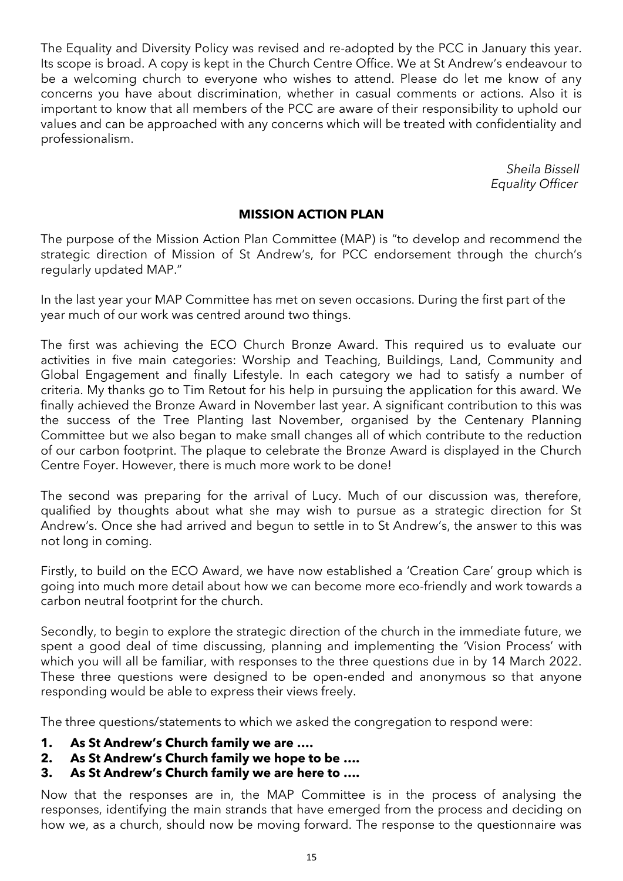The Equality and Diversity Policy was revised and re-adopted by the PCC in January this year. Its scope is broad. A copy is kept in the Church Centre Office. We at St Andrew's endeavour to be a welcoming church to everyone who wishes to attend. Please do let me know of any concerns you have about discrimination, whether in casual comments or actions. Also it is important to know that all members of the PCC are aware of their responsibility to uphold our values and can be approached with any concerns which will be treated with confidentiality and professionalism.

*Sheila Bissell*
*Equality Officer*

## MISSION ACTION PLAN

The purpose of the Mission Action Plan Committee (MAP) is "to develop and recommend the strategic direction of Mission of St Andrew's, for PCC endorsement through the church's regularly updated MAP."

In the last year your MAP Committee has met on seven occasions. During the first part of the year much of our work was centred around two things.

The first was achieving the ECO Church Bronze Award. This required us to evaluate our activities in five main categories: Worship and Teaching, Buildings, Land, Community and Global Engagement and finally Lifestyle. In each category we had to satisfy a number of criteria. My thanks go to Tim Retout for his help in pursuing the application for this award. We finally achieved the Bronze Award in November last year. A significant contribution to this was the success of the Tree Planting last November, organised by the Centenary Planning Committee but we also began to make small changes all of which contribute to the reduction of our carbon footprint. The plaque to celebrate the Bronze Award is displayed in the Church Centre Foyer. However, there is much more work to be done!

The second was preparing for the arrival of Lucy. Much of our discussion was, therefore, qualified by thoughts about what she may wish to pursue as a strategic direction for St Andrew's. Once she had arrived and begun to settle in to St Andrew's, the answer to this was not long in coming.

Firstly, to build on the ECO Award, we have now established a 'Creation Care' group which is going into much more detail about how we can become more eco-friendly and work towards a carbon neutral footprint for the church.

Secondly, to begin to explore the strategic direction of the church in the immediate future, we spent a good deal of time discussing, planning and implementing the 'Vision Process' with which you will all be familiar, with responses to the three questions due in by 14 March 2022. These three questions were designed to be open-ended and anonymous so that anyone responding would be able to express their views freely.

The three questions/statements to which we asked the congregation to respond were:

1. **As St Andrew's Church family we are ....**
2. **As St Andrew's Church family we hope to be ....**
3. **As St Andrew's Church family we are here to ....**

Now that the responses are in, the MAP Committee is in the process of analysing the responses, identifying the main strands that have emerged from the process and deciding on how we, as a church, should now be moving forward. The response to the questionnaire was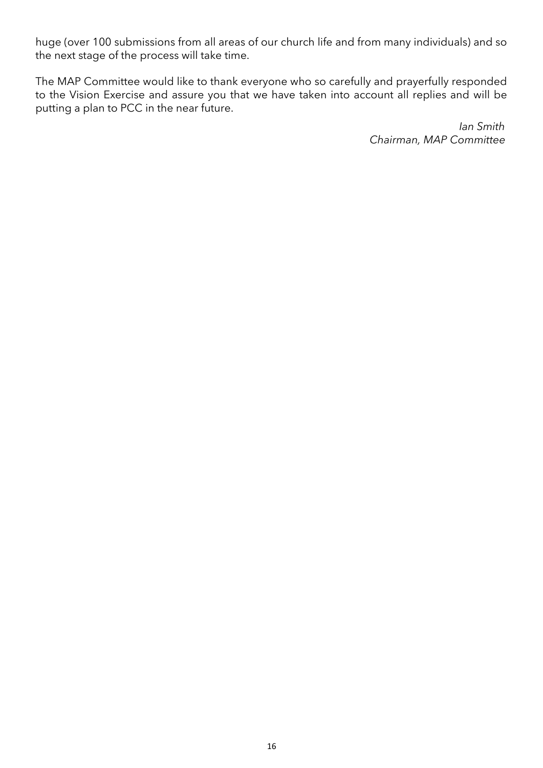huge (over 100 submissions from all areas of our church life and from many individuals) and so the next stage of the process will take time.

The MAP Committee would like to thank everyone who so carefully and prayerfully responded to the Vision Exercise and assure you that we have taken into account all replies and will be putting a plan to PCC in the near future.

*Ian Smith*
*Chairman, MAP Committee*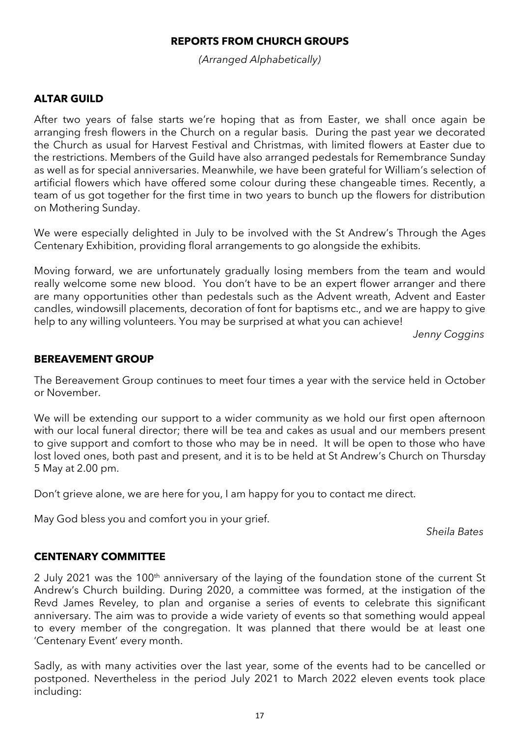## REPORTS FROM CHURCH GROUPS

*(Arranged Alphabetically)*

### ALTAR GUILD

After two years of false starts we're hoping that as from Easter, we shall once again be arranging fresh flowers in the Church on a regular basis. During the past year we decorated the Church as usual for Harvest Festival and Christmas, with limited flowers at Easter due to the restrictions. Members of the Guild have also arranged pedestals for Remembrance Sunday as well as for special anniversaries. Meanwhile, we have been grateful for William's selection of artificial flowers which have offered some colour during these changeable times. Recently, a team of us got together for the first time in two years to bunch up the flowers for distribution on Mothering Sunday.

We were especially delighted in July to be involved with the St Andrew's Through the Ages Centenary Exhibition, providing floral arrangements to go alongside the exhibits.

Moving forward, we are unfortunately gradually losing members from the team and would really welcome some new blood. You don't have to be an expert flower arranger and there are many opportunities other than pedestals such as the Advent wreath, Advent and Easter candles, windowsill placements, decoration of font for baptisms etc., and we are happy to give help to any willing volunteers. You may be surprised at what you can achieve!

*Jenny Coggins*

### BEREAVEMENT GROUP

The Bereavement Group continues to meet four times a year with the service held in October or November.

We will be extending our support to a wider community as we hold our first open afternoon with our local funeral director; there will be tea and cakes as usual and our members present to give support and comfort to those who may be in need. It will be open to those who have lost loved ones, both past and present, and it is to be held at St Andrew's Church on Thursday 5 May at 2.00 pm.

Don't grieve alone, we are here for you, I am happy for you to contact me direct.

May God bless you and comfort you in your grief.

*Sheila Bates*

### CENTENARY COMMITTEE

2 July 2021 was the 100th anniversary of the laying of the foundation stone of the current St Andrew's Church building. During 2020, a committee was formed, at the instigation of the Revd James Reveley, to plan and organise a series of events to celebrate this significant anniversary. The aim was to provide a wide variety of events so that something would appeal to every member of the congregation. It was planned that there would be at least one 'Centenary Event' every month.

Sadly, as with many activities over the last year, some of the events had to be cancelled or postponed. Nevertheless in the period July 2021 to March 2022 eleven events took place including: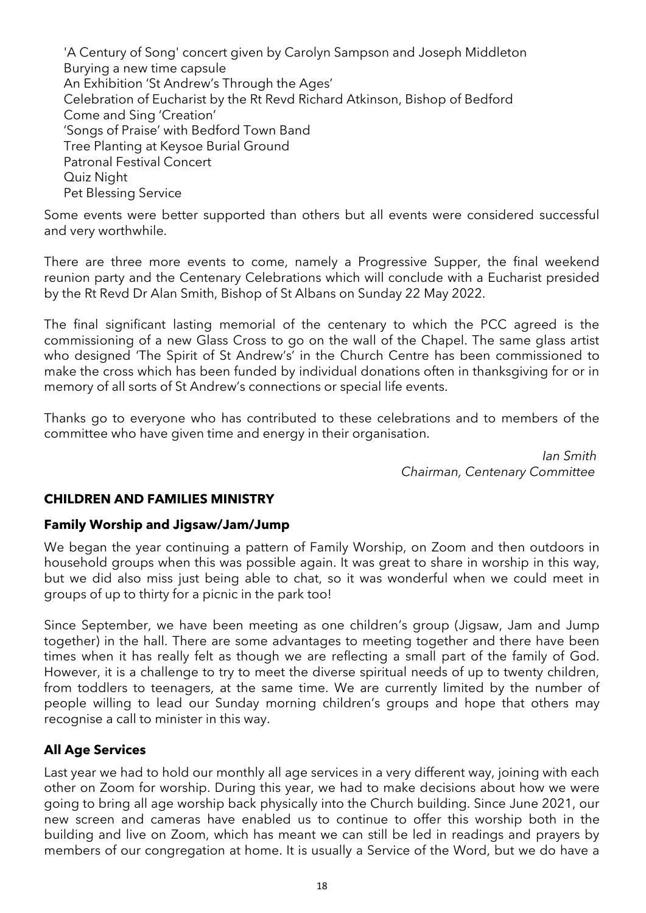'A Century of Song' concert given by Carolyn Sampson and Joseph Middleton
Burying a new time capsule
An Exhibition 'St Andrew's Through the Ages'
Celebration of Eucharist by the Rt Revd Richard Atkinson, Bishop of Bedford
Come and Sing 'Creation'
'Songs of Praise' with Bedford Town Band
Tree Planting at Keysoe Burial Ground
Patronal Festival Concert
Quiz Night
Pet Blessing Service

Some events were better supported than others but all events were considered successful and very worthwhile.

There are three more events to come, namely a Progressive Supper, the final weekend reunion party and the Centenary Celebrations which will conclude with a Eucharist presided by the Rt Revd Dr Alan Smith, Bishop of St Albans on Sunday 22 May 2022.

The final significant lasting memorial of the centenary to which the PCC agreed is the commissioning of a new Glass Cross to go on the wall of the Chapel. The same glass artist who designed 'The Spirit of St Andrew's' in the Church Centre has been commissioned to make the cross which has been funded by individual donations often in thanksgiving for or in memory of all sorts of St Andrew's connections or special life events.

Thanks go to everyone who has contributed to these celebrations and to members of the committee who have given time and energy in their organisation.

*Ian Smith*
*Chairman, Centenary Committee*

## CHILDREN AND FAMILIES MINISTRY

### Family Worship and Jigsaw/Jam/Jump

We began the year continuing a pattern of Family Worship, on Zoom and then outdoors in household groups when this was possible again. It was great to share in worship in this way, but we did also miss just being able to chat, so it was wonderful when we could meet in groups of up to thirty for a picnic in the park too!

Since September, we have been meeting as one children's group (Jigsaw, Jam and Jump together) in the hall. There are some advantages to meeting together and there have been times when it has really felt as though we are reflecting a small part of the family of God. However, it is a challenge to try to meet the diverse spiritual needs of up to twenty children, from toddlers to teenagers, at the same time. We are currently limited by the number of people willing to lead our Sunday morning children's groups and hope that others may recognise a call to minister in this way.

### All Age Services

Last year we had to hold our monthly all age services in a very different way, joining with each other on Zoom for worship. During this year, we had to make decisions about how we were going to bring all age worship back physically into the Church building. Since June 2021, our new screen and cameras have enabled us to continue to offer this worship both in the building and live on Zoom, which has meant we can still be led in readings and prayers by members of our congregation at home. It is usually a Service of the Word, but we do have a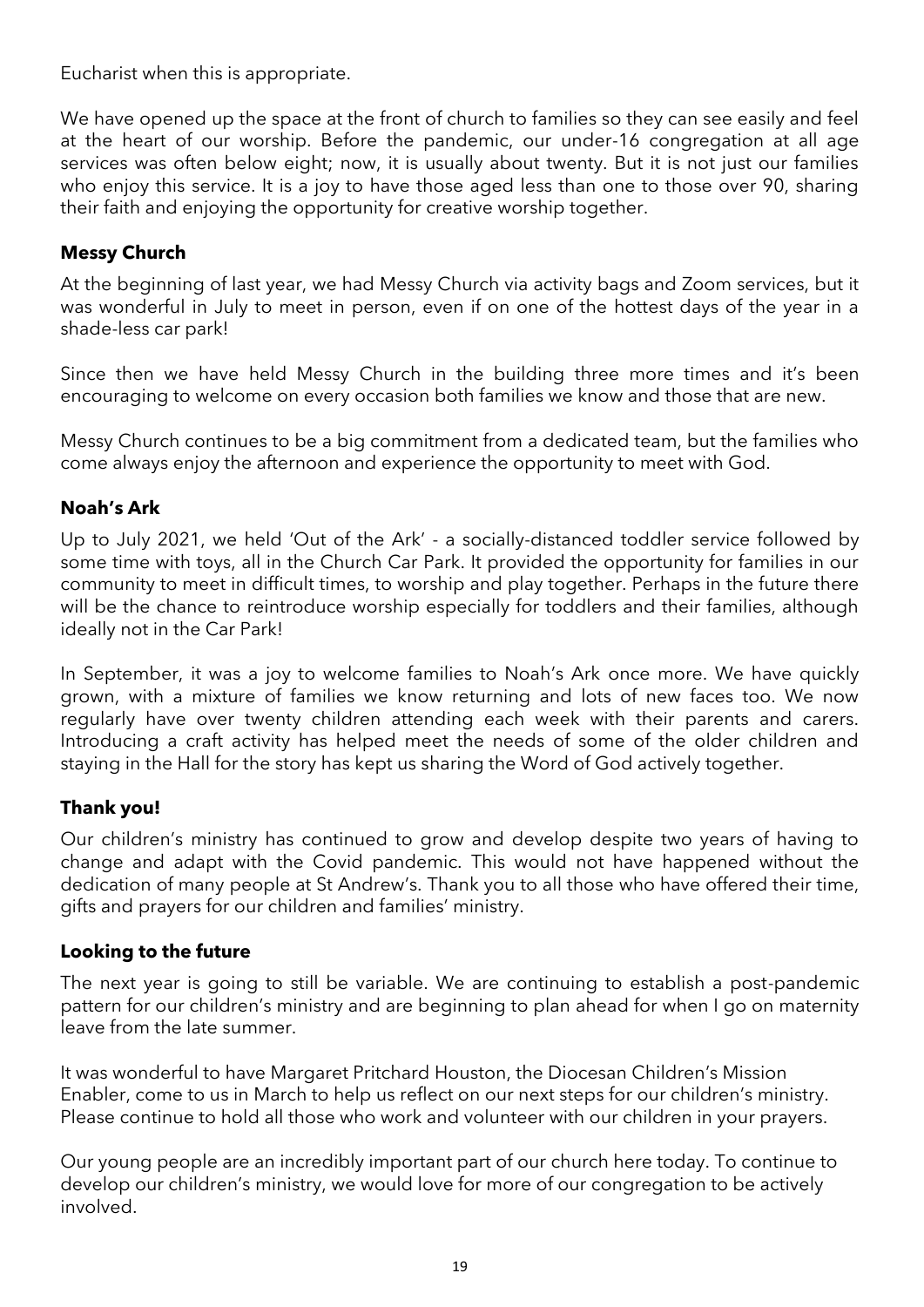Eucharist when this is appropriate.

We have opened up the space at the front of church to families so they can see easily and feel at the heart of our worship. Before the pandemic, our under-16 congregation at all age services was often below eight; now, it is usually about twenty. But it is not just our families who enjoy this service. It is a joy to have those aged less than one to those over 90, sharing their faith and enjoying the opportunity for creative worship together.

### Messy Church

At the beginning of last year, we had Messy Church via activity bags and Zoom services, but it was wonderful in July to meet in person, even if on one of the hottest days of the year in a shade-less car park!

Since then we have held Messy Church in the building three more times and it's been encouraging to welcome on every occasion both families we know and those that are new.

Messy Church continues to be a big commitment from a dedicated team, but the families who come always enjoy the afternoon and experience the opportunity to meet with God.

### Noah's Ark

Up to July 2021, we held 'Out of the Ark' - a socially-distanced toddler service followed by some time with toys, all in the Church Car Park. It provided the opportunity for families in our community to meet in difficult times, to worship and play together. Perhaps in the future there will be the chance to reintroduce worship especially for toddlers and their families, although ideally not in the Car Park!

In September, it was a joy to welcome families to Noah's Ark once more. We have quickly grown, with a mixture of families we know returning and lots of new faces too. We now regularly have over twenty children attending each week with their parents and carers. Introducing a craft activity has helped meet the needs of some of the older children and staying in the Hall for the story has kept us sharing the Word of God actively together.

### Thank you!

Our children's ministry has continued to grow and develop despite two years of having to change and adapt with the Covid pandemic. This would not have happened without the dedication of many people at St Andrew's. Thank you to all those who have offered their time, gifts and prayers for our children and families' ministry.

### Looking to the future

The next year is going to still be variable. We are continuing to establish a post-pandemic pattern for our children's ministry and are beginning to plan ahead for when I go on maternity leave from the late summer.

It was wonderful to have Margaret Pritchard Houston, the Diocesan Children's Mission Enabler, come to us in March to help us reflect on our next steps for our children's ministry. Please continue to hold all those who work and volunteer with our children in your prayers.

Our young people are an incredibly important part of our church here today. To continue to develop our children's ministry, we would love for more of our congregation to be actively involved.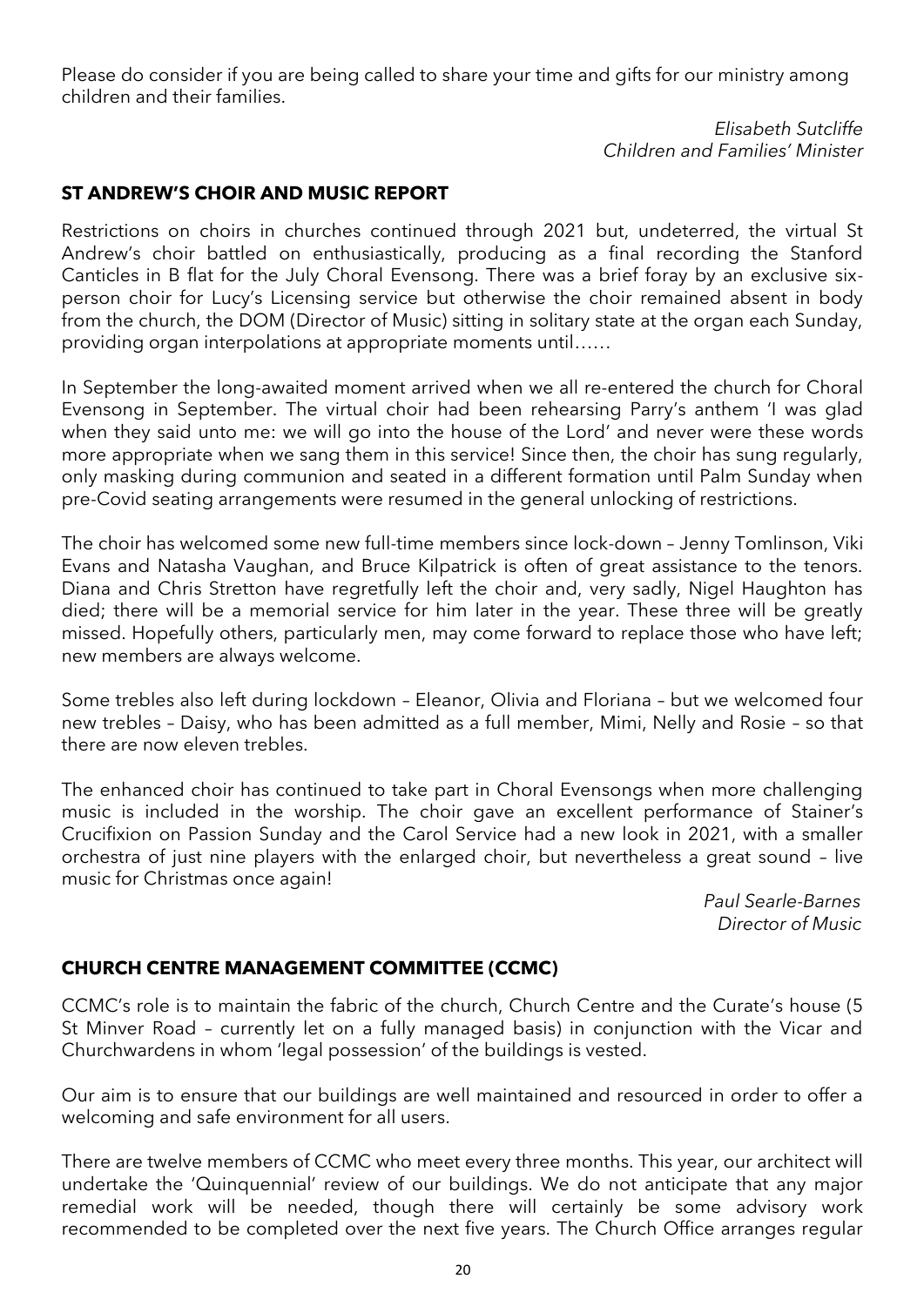Please do consider if you are being called to share your time and gifts for our ministry among children and their families.

*Elisabeth Sutcliffe*
*Children and Families' Minister*

## ST ANDREW'S CHOIR AND MUSIC REPORT

Restrictions on choirs in churches continued through 2021 but, undeterred, the virtual St Andrew's choir battled on enthusiastically, producing as a final recording the Stanford Canticles in B flat for the July Choral Evensong. There was a brief foray by an exclusive six-person choir for Lucy's Licensing service but otherwise the choir remained absent in body from the church, the DOM (Director of Music) sitting in solitary state at the organ each Sunday, providing organ interpolations at appropriate moments until……

In September the long-awaited moment arrived when we all re-entered the church for Choral Evensong in September. The virtual choir had been rehearsing Parry's anthem 'I was glad when they said unto me: we will go into the house of the Lord' and never were these words more appropriate when we sang them in this service! Since then, the choir has sung regularly, only masking during communion and seated in a different formation until Palm Sunday when pre-Covid seating arrangements were resumed in the general unlocking of restrictions.

The choir has welcomed some new full-time members since lock-down – Jenny Tomlinson, Viki Evans and Natasha Vaughan, and Bruce Kilpatrick is often of great assistance to the tenors. Diana and Chris Stretton have regretfully left the choir and, very sadly, Nigel Haughton has died; there will be a memorial service for him later in the year. These three will be greatly missed. Hopefully others, particularly men, may come forward to replace those who have left; new members are always welcome.

Some trebles also left during lockdown – Eleanor, Olivia and Floriana – but we welcomed four new trebles – Daisy, who has been admitted as a full member, Mimi, Nelly and Rosie – so that there are now eleven trebles.

The enhanced choir has continued to take part in Choral Evensongs when more challenging music is included in the worship. The choir gave an excellent performance of Stainer's Crucifixion on Passion Sunday and the Carol Service had a new look in 2021, with a smaller orchestra of just nine players with the enlarged choir, but nevertheless a great sound – live music for Christmas once again!

*Paul Searle-Barnes*
*Director of Music*

## CHURCH CENTRE MANAGEMENT COMMITTEE (CCMC)

CCMC's role is to maintain the fabric of the church, Church Centre and the Curate's house (5 St Minver Road – currently let on a fully managed basis) in conjunction with the Vicar and Churchwardens in whom 'legal possession' of the buildings is vested.

Our aim is to ensure that our buildings are well maintained and resourced in order to offer a welcoming and safe environment for all users.

There are twelve members of CCMC who meet every three months. This year, our architect will undertake the 'Quinquennial' review of our buildings. We do not anticipate that any major remedial work will be needed, though there will certainly be some advisory work recommended to be completed over the next five years. The Church Office arranges regular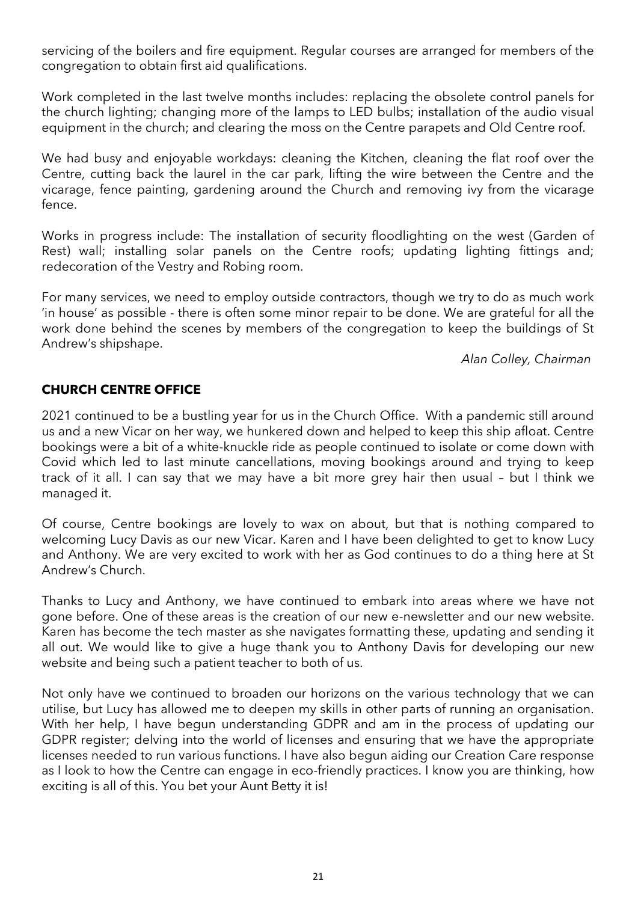servicing of the boilers and fire equipment. Regular courses are arranged for members of the congregation to obtain first aid qualifications.

Work completed in the last twelve months includes: replacing the obsolete control panels for the church lighting; changing more of the lamps to LED bulbs; installation of the audio visual equipment in the church; and clearing the moss on the Centre parapets and Old Centre roof.

We had busy and enjoyable workdays: cleaning the Kitchen, cleaning the flat roof over the Centre, cutting back the laurel in the car park, lifting the wire between the Centre and the vicarage, fence painting, gardening around the Church and removing ivy from the vicarage fence.

Works in progress include: The installation of security floodlighting on the west (Garden of Rest) wall; installing solar panels on the Centre roofs; updating lighting fittings and; redecoration of the Vestry and Robing room.

For many services, we need to employ outside contractors, though we try to do as much work 'in house' as possible - there is often some minor repair to be done. We are grateful for all the work done behind the scenes by members of the congregation to keep the buildings of St Andrew's shipshape.

*Alan Colley, Chairman*

## CHURCH CENTRE OFFICE

2021 continued to be a bustling year for us in the Church Office. With a pandemic still around us and a new Vicar on her way, we hunkered down and helped to keep this ship afloat. Centre bookings were a bit of a white-knuckle ride as people continued to isolate or come down with Covid which led to last minute cancellations, moving bookings around and trying to keep track of it all. I can say that we may have a bit more grey hair then usual – but I think we managed it.

Of course, Centre bookings are lovely to wax on about, but that is nothing compared to welcoming Lucy Davis as our new Vicar. Karen and I have been delighted to get to know Lucy and Anthony. We are very excited to work with her as God continues to do a thing here at St Andrew's Church.

Thanks to Lucy and Anthony, we have continued to embark into areas where we have not gone before. One of these areas is the creation of our new e-newsletter and our new website. Karen has become the tech master as she navigates formatting these, updating and sending it all out. We would like to give a huge thank you to Anthony Davis for developing our new website and being such a patient teacher to both of us.

Not only have we continued to broaden our horizons on the various technology that we can utilise, but Lucy has allowed me to deepen my skills in other parts of running an organisation. With her help, I have begun understanding GDPR and am in the process of updating our GDPR register; delving into the world of licenses and ensuring that we have the appropriate licenses needed to run various functions. I have also begun aiding our Creation Care response as I look to how the Centre can engage in eco-friendly practices. I know you are thinking, how exciting is all of this. You bet your Aunt Betty it is!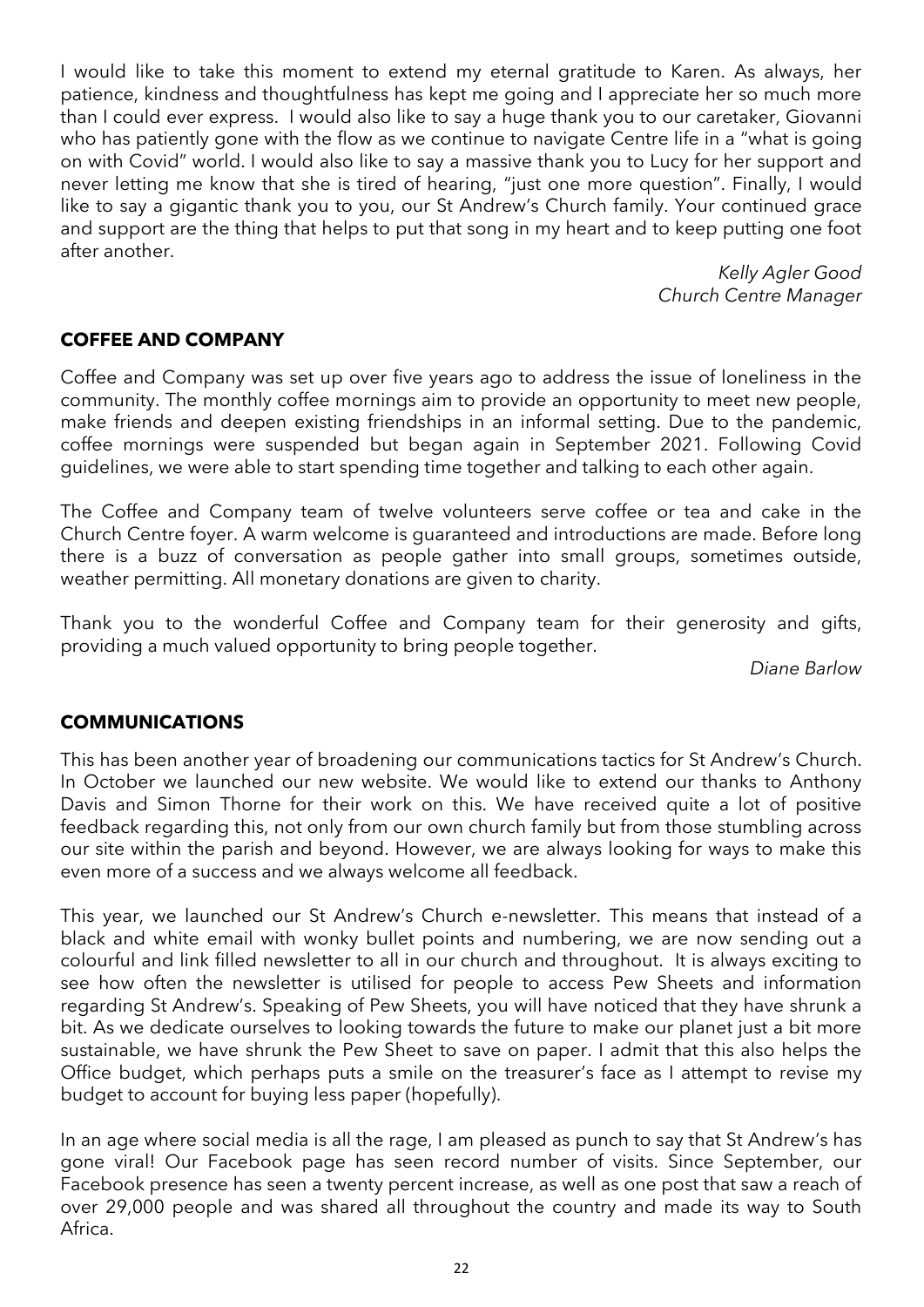I would like to take this moment to extend my eternal gratitude to Karen. As always, her patience, kindness and thoughtfulness has kept me going and I appreciate her so much more than I could ever express. I would also like to say a huge thank you to our caretaker, Giovanni who has patiently gone with the flow as we continue to navigate Centre life in a "what is going on with Covid" world. I would also like to say a massive thank you to Lucy for her support and never letting me know that she is tired of hearing, "just one more question". Finally, I would like to say a gigantic thank you to you, our St Andrew's Church family. Your continued grace and support are the thing that helps to put that song in my heart and to keep putting one foot after another.

*Kelly Agler Good*
*Church Centre Manager*

## COFFEE AND COMPANY

Coffee and Company was set up over five years ago to address the issue of loneliness in the community. The monthly coffee mornings aim to provide an opportunity to meet new people, make friends and deepen existing friendships in an informal setting. Due to the pandemic, coffee mornings were suspended but began again in September 2021. Following Covid guidelines, we were able to start spending time together and talking to each other again.

The Coffee and Company team of twelve volunteers serve coffee or tea and cake in the Church Centre foyer. A warm welcome is guaranteed and introductions are made. Before long there is a buzz of conversation as people gather into small groups, sometimes outside, weather permitting. All monetary donations are given to charity.

Thank you to the wonderful Coffee and Company team for their generosity and gifts, providing a much valued opportunity to bring people together.

*Diane Barlow*

## COMMUNICATIONS

This has been another year of broadening our communications tactics for St Andrew's Church. In October we launched our new website. We would like to extend our thanks to Anthony Davis and Simon Thorne for their work on this. We have received quite a lot of positive feedback regarding this, not only from our own church family but from those stumbling across our site within the parish and beyond. However, we are always looking for ways to make this even more of a success and we always welcome all feedback.

This year, we launched our St Andrew's Church e-newsletter. This means that instead of a black and white email with wonky bullet points and numbering, we are now sending out a colourful and link filled newsletter to all in our church and throughout. It is always exciting to see how often the newsletter is utilised for people to access Pew Sheets and information regarding St Andrew's. Speaking of Pew Sheets, you will have noticed that they have shrunk a bit. As we dedicate ourselves to looking towards the future to make our planet just a bit more sustainable, we have shrunk the Pew Sheet to save on paper. I admit that this also helps the Office budget, which perhaps puts a smile on the treasurer's face as I attempt to revise my budget to account for buying less paper (hopefully).

In an age where social media is all the rage, I am pleased as punch to say that St Andrew's has gone viral! Our Facebook page has seen record number of visits. Since September, our Facebook presence has seen a twenty percent increase, as well as one post that saw a reach of over 29,000 people and was shared all throughout the country and made its way to South Africa.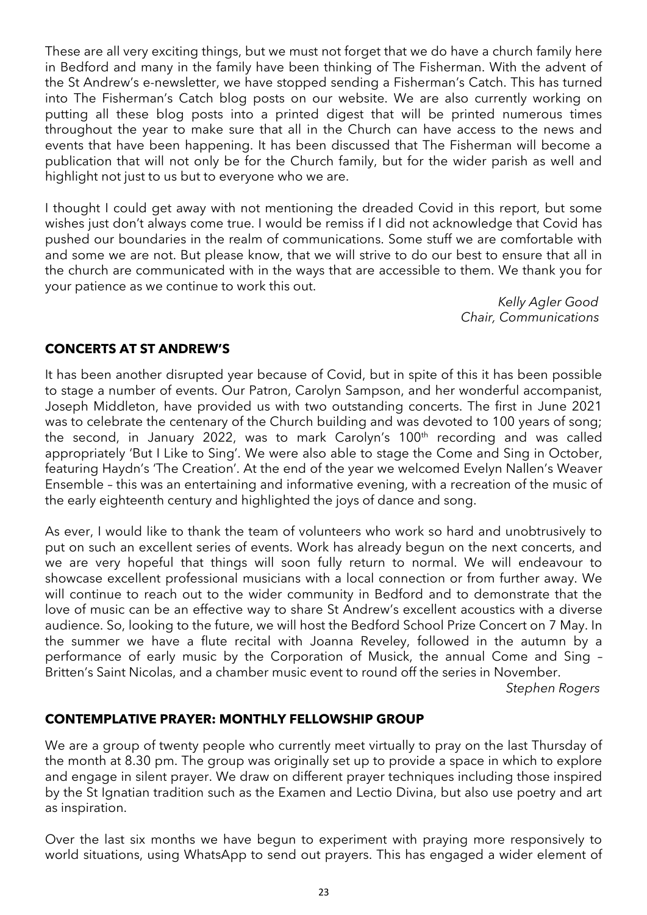These are all very exciting things, but we must not forget that we do have a church family here in Bedford and many in the family have been thinking of The Fisherman. With the advent of the St Andrew's e-newsletter, we have stopped sending a Fisherman's Catch. This has turned into The Fisherman's Catch blog posts on our website. We are also currently working on putting all these blog posts into a printed digest that will be printed numerous times throughout the year to make sure that all in the Church can have access to the news and events that have been happening. It has been discussed that The Fisherman will become a publication that will not only be for the Church family, but for the wider parish as well and highlight not just to us but to everyone who we are.

I thought I could get away with not mentioning the dreaded Covid in this report, but some wishes just don't always come true. I would be remiss if I did not acknowledge that Covid has pushed our boundaries in the realm of communications. Some stuff we are comfortable with and some we are not. But please know, that we will strive to do our best to ensure that all in the church are communicated with in the ways that are accessible to them. We thank you for your patience as we continue to work this out.

*Kelly Agler Good*
*Chair, Communications*

## CONCERTS AT ST ANDREW'S

It has been another disrupted year because of Covid, but in spite of this it has been possible to stage a number of events. Our Patron, Carolyn Sampson, and her wonderful accompanist, Joseph Middleton, have provided us with two outstanding concerts. The first in June 2021 was to celebrate the centenary of the Church building and was devoted to 100 years of song; the second, in January 2022, was to mark Carolyn's 100th recording and was called appropriately 'But I Like to Sing'. We were also able to stage the Come and Sing in October, featuring Haydn's 'The Creation'. At the end of the year we welcomed Evelyn Nallen's Weaver Ensemble – this was an entertaining and informative evening, with a recreation of the music of the early eighteenth century and highlighted the joys of dance and song.

As ever, I would like to thank the team of volunteers who work so hard and unobtrusively to put on such an excellent series of events. Work has already begun on the next concerts, and we are very hopeful that things will soon fully return to normal. We will endeavour to showcase excellent professional musicians with a local connection or from further away. We will continue to reach out to the wider community in Bedford and to demonstrate that the love of music can be an effective way to share St Andrew's excellent acoustics with a diverse audience. So, looking to the future, we will host the Bedford School Prize Concert on 7 May. In the summer we have a flute recital with Joanna Reveley, followed in the autumn by a performance of early music by the Corporation of Musick, the annual Come and Sing – Britten's Saint Nicolas, and a chamber music event to round off the series in November.

*Stephen Rogers*

## CONTEMPLATIVE PRAYER: MONTHLY FELLOWSHIP GROUP

We are a group of twenty people who currently meet virtually to pray on the last Thursday of the month at 8.30 pm. The group was originally set up to provide a space in which to explore and engage in silent prayer. We draw on different prayer techniques including those inspired by the St Ignatian tradition such as the Examen and Lectio Divina, but also use poetry and art as inspiration.

Over the last six months we have begun to experiment with praying more responsively to world situations, using WhatsApp to send out prayers. This has engaged a wider element of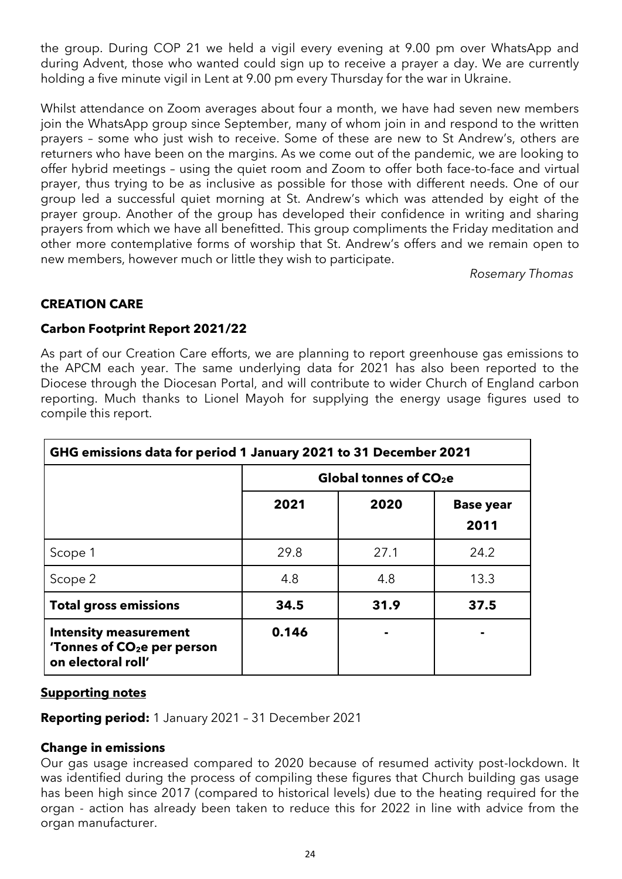the group. During COP 21 we held a vigil every evening at 9.00 pm over WhatsApp and during Advent, those who wanted could sign up to receive a prayer a day. We are currently holding a five minute vigil in Lent at 9.00 pm every Thursday for the war in Ukraine.

Whilst attendance on Zoom averages about four a month, we have had seven new members join the WhatsApp group since September, many of whom join in and respond to the written prayers – some who just wish to receive. Some of these are new to St Andrew's, others are returners who have been on the margins. As we come out of the pandemic, we are looking to offer hybrid meetings – using the quiet room and Zoom to offer both face-to-face and virtual prayer, thus trying to be as inclusive as possible for those with different needs. One of our group led a successful quiet morning at St. Andrew's which was attended by eight of the prayer group. Another of the group has developed their confidence in writing and sharing prayers from which we have all benefitted. This group compliments the Friday meditation and other more contemplative forms of worship that St. Andrew's offers and we remain open to new members, however much or little they wish to participate.

*Rosemary Thomas*

## CREATION CARE

### Carbon Footprint Report 2021/22

As part of our Creation Care efforts, we are planning to report greenhouse gas emissions to the APCM each year. The same underlying data for 2021 has also been reported to the Diocese through the Diocesan Portal, and will contribute to wider Church of England carbon reporting. Much thanks to Lionel Mayoh for supplying the energy usage figures used to compile this report.

| **GHG emissions data for period 1 January 2021 to 31 December 2021** | | | |
|---|---|---|---|
| | **Global tonnes of $CO_2$e** | | |
| | **2021** | **2020** | **Base year 2011** |
| Scope 1 | 29.8 | 27.1 | 24.2 |
| Scope 2 | 4.8 | 4.8 | 13.3 |
| **Total gross emissions** | **34.5** | **31.9** | **37.5** |
| **Intensity measurement 'Tonnes of $CO_2$e per person on electoral roll'** | **0.146** | - | - |

**Supporting notes**

**Reporting period:** 1 January 2021 – 31 December 2021

**Change in emissions**

Our gas usage increased compared to 2020 because of resumed activity post-lockdown. It was identified during the process of compiling these figures that Church building gas usage has been high since 2017 (compared to historical levels) due to the heating required for the organ - action has already been taken to reduce this for 2022 in line with advice from the organ manufacturer.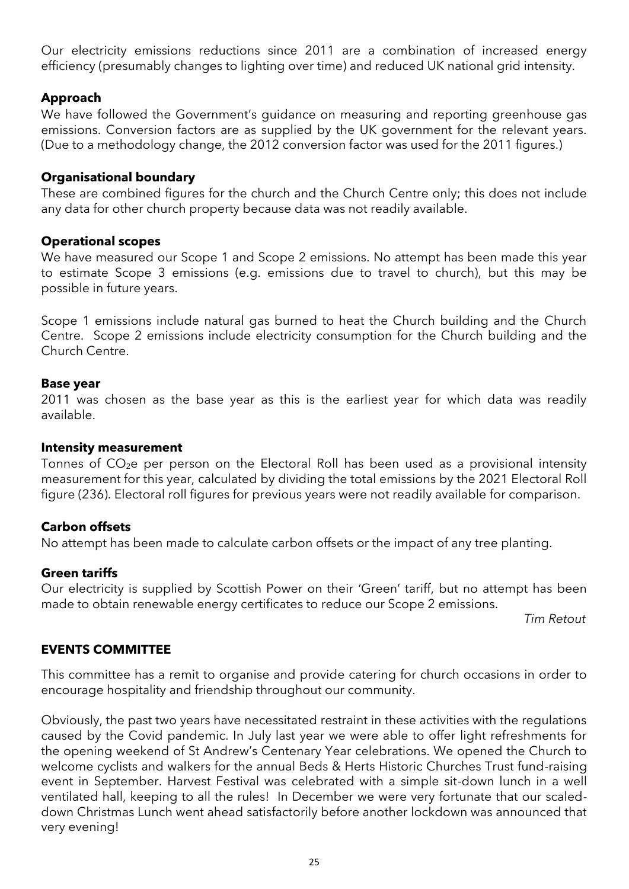Our electricity emissions reductions since 2011 are a combination of increased energy efficiency (presumably changes to lighting over time) and reduced UK national grid intensity.

**Approach**

We have followed the Government's guidance on measuring and reporting greenhouse gas emissions. Conversion factors are as supplied by the UK government for the relevant years. (Due to a methodology change, the 2012 conversion factor was used for the 2011 figures.)

**Organisational boundary**

These are combined figures for the church and the Church Centre only; this does not include any data for other church property because data was not readily available.

**Operational scopes**

We have measured our Scope 1 and Scope 2 emissions. No attempt has been made this year to estimate Scope 3 emissions (e.g. emissions due to travel to church), but this may be possible in future years.

Scope 1 emissions include natural gas burned to heat the Church building and the Church Centre. Scope 2 emissions include electricity consumption for the Church building and the Church Centre.

**Base year**

2011 was chosen as the base year as this is the earliest year for which data was readily available.

**Intensity measurement**

Tonnes of $CO_2e$ per person on the Electoral Roll has been used as a provisional intensity measurement for this year, calculated by dividing the total emissions by the 2021 Electoral Roll figure (236). Electoral roll figures for previous years were not readily available for comparison.

**Carbon offsets**

No attempt has been made to calculate carbon offsets or the impact of any tree planting.

**Green tariffs**

Our electricity is supplied by Scottish Power on their 'Green' tariff, but no attempt has been made to obtain renewable energy certificates to reduce our Scope 2 emissions.

*Tim Retout*

## EVENTS COMMITTEE

This committee has a remit to organise and provide catering for church occasions in order to encourage hospitality and friendship throughout our community.

Obviously, the past two years have necessitated restraint in these activities with the regulations caused by the Covid pandemic. In July last year we were able to offer light refreshments for the opening weekend of St Andrew's Centenary Year celebrations. We opened the Church to welcome cyclists and walkers for the annual Beds & Herts Historic Churches Trust fund-raising event in September. Harvest Festival was celebrated with a simple sit-down lunch in a well ventilated hall, keeping to all the rules! In December we were very fortunate that our scaled-down Christmas Lunch went ahead satisfactorily before another lockdown was announced that very evening!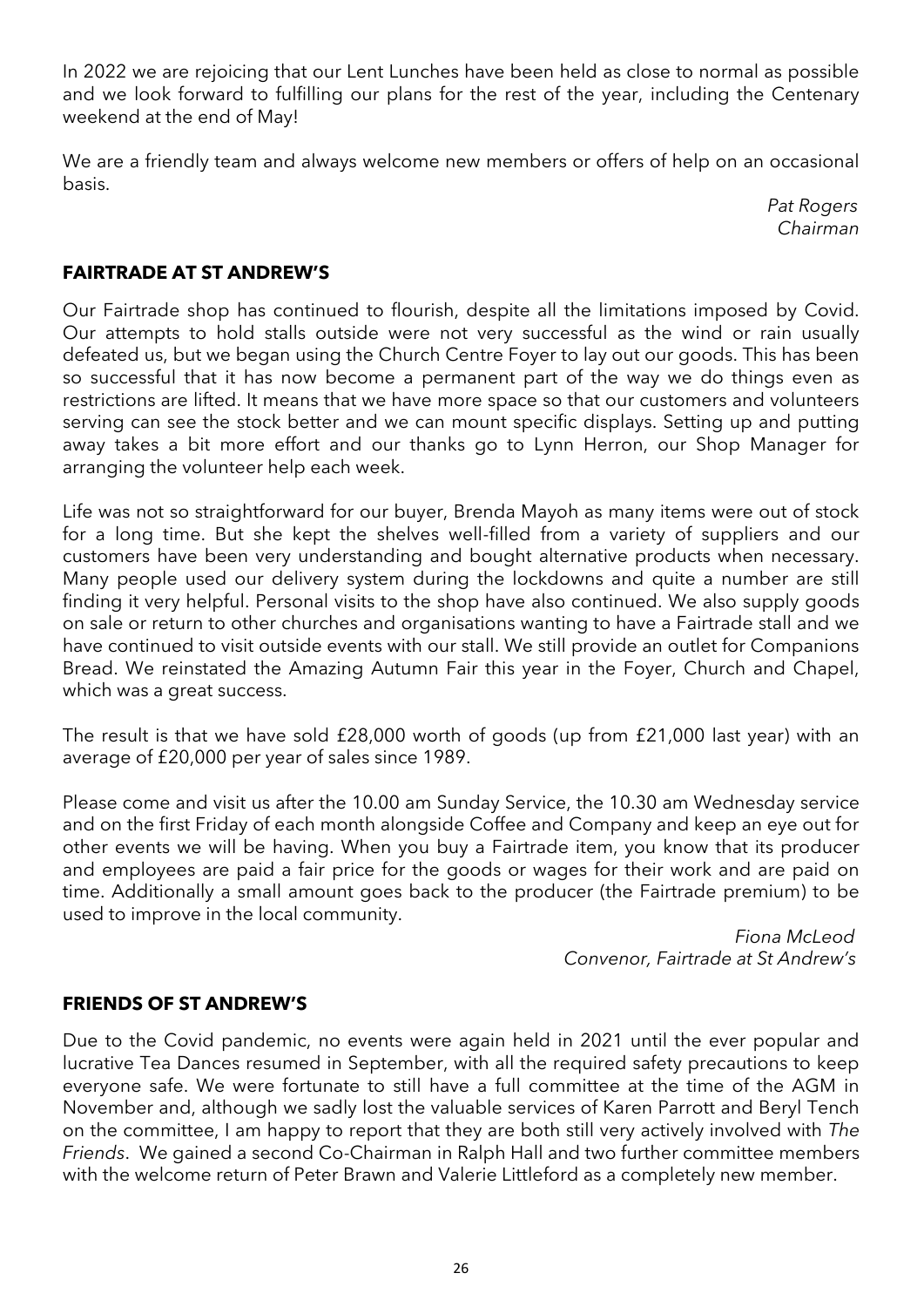In 2022 we are rejoicing that our Lent Lunches have been held as close to normal as possible and we look forward to fulfilling our plans for the rest of the year, including the Centenary weekend at the end of May!

We are a friendly team and always welcome new members or offers of help on an occasional basis.

*Pat Rogers*
*Chairman*

## FAIRTRADE AT ST ANDREW'S

Our Fairtrade shop has continued to flourish, despite all the limitations imposed by Covid. Our attempts to hold stalls outside were not very successful as the wind or rain usually defeated us, but we began using the Church Centre Foyer to lay out our goods. This has been so successful that it has now become a permanent part of the way we do things even as restrictions are lifted. It means that we have more space so that our customers and volunteers serving can see the stock better and we can mount specific displays. Setting up and putting away takes a bit more effort and our thanks go to Lynn Herron, our Shop Manager for arranging the volunteer help each week.

Life was not so straightforward for our buyer, Brenda Mayoh as many items were out of stock for a long time. But she kept the shelves well-filled from a variety of suppliers and our customers have been very understanding and bought alternative products when necessary. Many people used our delivery system during the lockdowns and quite a number are still finding it very helpful. Personal visits to the shop have also continued. We also supply goods on sale or return to other churches and organisations wanting to have a Fairtrade stall and we have continued to visit outside events with our stall. We still provide an outlet for Companions Bread. We reinstated the Amazing Autumn Fair this year in the Foyer, Church and Chapel, which was a great success.

The result is that we have sold £28,000 worth of goods (up from £21,000 last year) with an average of £20,000 per year of sales since 1989.

Please come and visit us after the 10.00 am Sunday Service, the 10.30 am Wednesday service and on the first Friday of each month alongside Coffee and Company and keep an eye out for other events we will be having. When you buy a Fairtrade item, you know that its producer and employees are paid a fair price for the goods or wages for their work and are paid on time. Additionally a small amount goes back to the producer (the Fairtrade premium) to be used to improve in the local community.

*Fiona McLeod*
*Convenor, Fairtrade at St Andrew's*

## FRIENDS OF ST ANDREW'S

Due to the Covid pandemic, no events were again held in 2021 until the ever popular and lucrative Tea Dances resumed in September, with all the required safety precautions to keep everyone safe. We were fortunate to still have a full committee at the time of the AGM in November and, although we sadly lost the valuable services of Karen Parrott and Beryl Tench on the committee, I am happy to report that they are both still very actively involved with *The Friends*. We gained a second Co-Chairman in Ralph Hall and two further committee members with the welcome return of Peter Brawn and Valerie Littleford as a completely new member.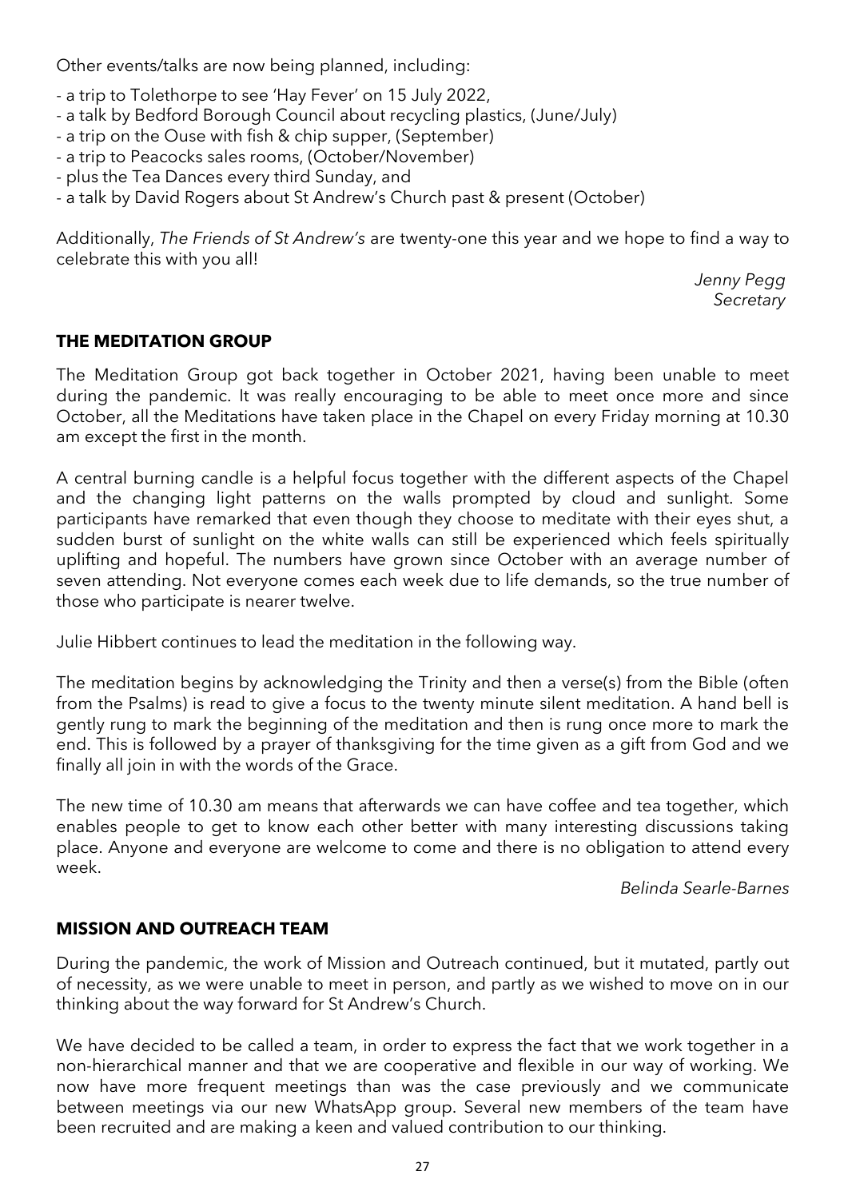Other events/talks are now being planned, including:

- a trip to Tolethorpe to see 'Hay Fever' on 15 July 2022,
- a talk by Bedford Borough Council about recycling plastics, (June/July)
- a trip on the Ouse with fish & chip supper, (September)
- a trip to Peacocks sales rooms, (October/November)
- plus the Tea Dances every third Sunday, and
- a talk by David Rogers about St Andrew's Church past & present (October)

Additionally, *The Friends of St Andrew's* are twenty-one this year and we hope to find a way to celebrate this with you all!

*Jenny Pegg*
*Secretary*

## THE MEDITATION GROUP

The Meditation Group got back together in October 2021, having been unable to meet during the pandemic. It was really encouraging to be able to meet once more and since October, all the Meditations have taken place in the Chapel on every Friday morning at 10.30 am except the first in the month.

A central burning candle is a helpful focus together with the different aspects of the Chapel and the changing light patterns on the walls prompted by cloud and sunlight. Some participants have remarked that even though they choose to meditate with their eyes shut, a sudden burst of sunlight on the white walls can still be experienced which feels spiritually uplifting and hopeful. The numbers have grown since October with an average number of seven attending. Not everyone comes each week due to life demands, so the true number of those who participate is nearer twelve.

Julie Hibbert continues to lead the meditation in the following way.

The meditation begins by acknowledging the Trinity and then a verse(s) from the Bible (often from the Psalms) is read to give a focus to the twenty minute silent meditation. A hand bell is gently rung to mark the beginning of the meditation and then is rung once more to mark the end. This is followed by a prayer of thanksgiving for the time given as a gift from God and we finally all join in with the words of the Grace.

The new time of 10.30 am means that afterwards we can have coffee and tea together, which enables people to get to know each other better with many interesting discussions taking place. Anyone and everyone are welcome to come and there is no obligation to attend every week.

*Belinda Searle-Barnes*

## MISSION AND OUTREACH TEAM

During the pandemic, the work of Mission and Outreach continued, but it mutated, partly out of necessity, as we were unable to meet in person, and partly as we wished to move on in our thinking about the way forward for St Andrew's Church.

We have decided to be called a team, in order to express the fact that we work together in a non-hierarchical manner and that we are cooperative and flexible in our way of working. We now have more frequent meetings than was the case previously and we communicate between meetings via our new WhatsApp group. Several new members of the team have been recruited and are making a keen and valued contribution to our thinking.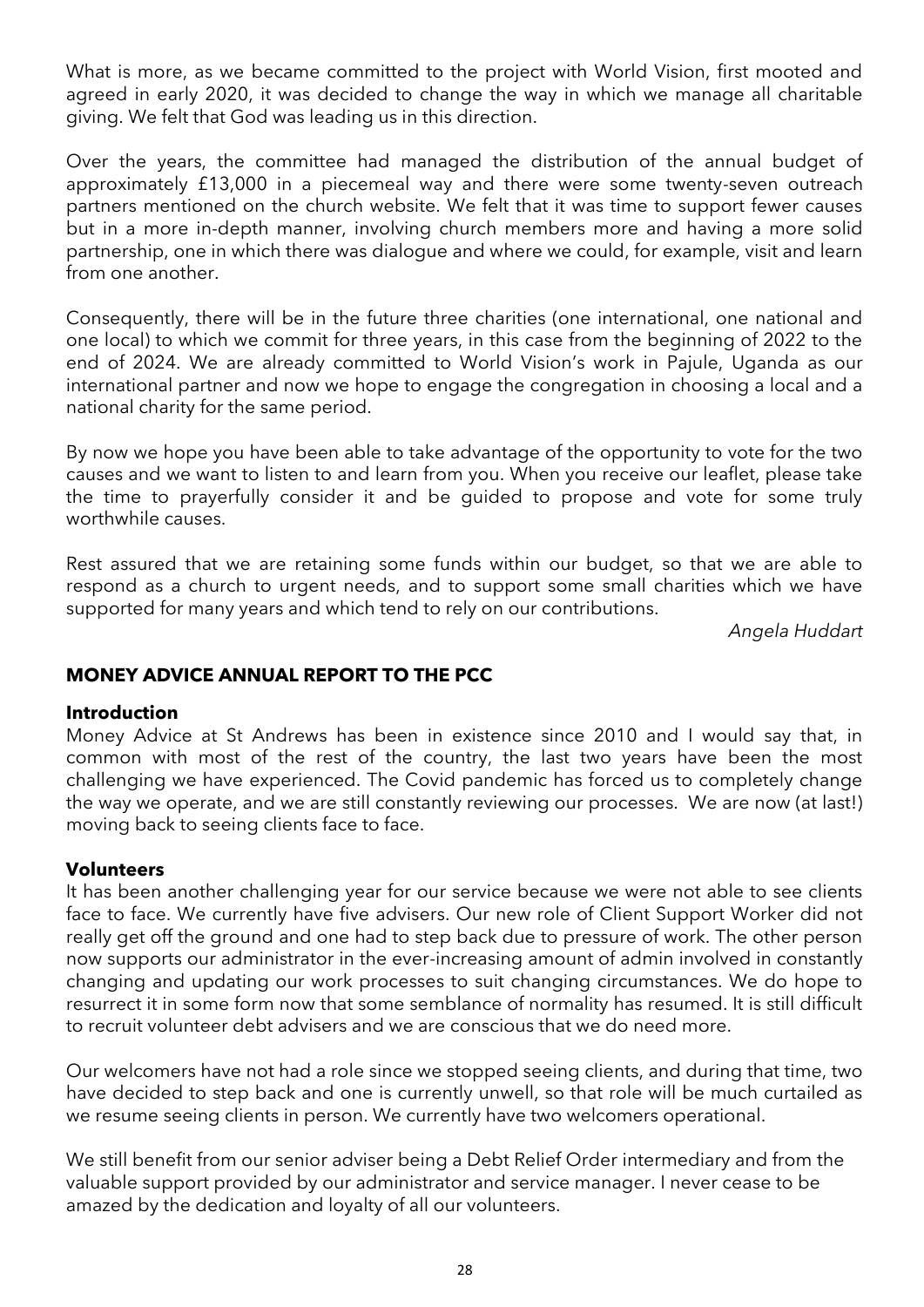What is more, as we became committed to the project with World Vision, first mooted and agreed in early 2020, it was decided to change the way in which we manage all charitable giving. We felt that God was leading us in this direction.

Over the years, the committee had managed the distribution of the annual budget of approximately £13,000 in a piecemeal way and there were some twenty-seven outreach partners mentioned on the church website. We felt that it was time to support fewer causes but in a more in-depth manner, involving church members more and having a more solid partnership, one in which there was dialogue and where we could, for example, visit and learn from one another.

Consequently, there will be in the future three charities (one international, one national and one local) to which we commit for three years, in this case from the beginning of 2022 to the end of 2024. We are already committed to World Vision's work in Pajule, Uganda as our international partner and now we hope to engage the congregation in choosing a local and a national charity for the same period.

By now we hope you have been able to take advantage of the opportunity to vote for the two causes and we want to listen to and learn from you. When you receive our leaflet, please take the time to prayerfully consider it and be guided to propose and vote for some truly worthwhile causes.

Rest assured that we are retaining some funds within our budget, so that we are able to respond as a church to urgent needs, and to support some small charities which we have supported for many years and which tend to rely on our contributions.

*Angela Huddart*

## MONEY ADVICE ANNUAL REPORT TO THE PCC

### Introduction

Money Advice at St Andrews has been in existence since 2010 and I would say that, in common with most of the rest of the country, the last two years have been the most challenging we have experienced. The Covid pandemic has forced us to completely change the way we operate, and we are still constantly reviewing our processes. We are now (at last!) moving back to seeing clients face to face.

### Volunteers

It has been another challenging year for our service because we were not able to see clients face to face. We currently have five advisers. Our new role of Client Support Worker did not really get off the ground and one had to step back due to pressure of work. The other person now supports our administrator in the ever-increasing amount of admin involved in constantly changing and updating our work processes to suit changing circumstances. We do hope to resurrect it in some form now that some semblance of normality has resumed. It is still difficult to recruit volunteer debt advisers and we are conscious that we do need more.

Our welcomers have not had a role since we stopped seeing clients, and during that time, two have decided to step back and one is currently unwell, so that role will be much curtailed as we resume seeing clients in person. We currently have two welcomers operational.

We still benefit from our senior adviser being a Debt Relief Order intermediary and from the valuable support provided by our administrator and service manager. I never cease to be amazed by the dedication and loyalty of all our volunteers.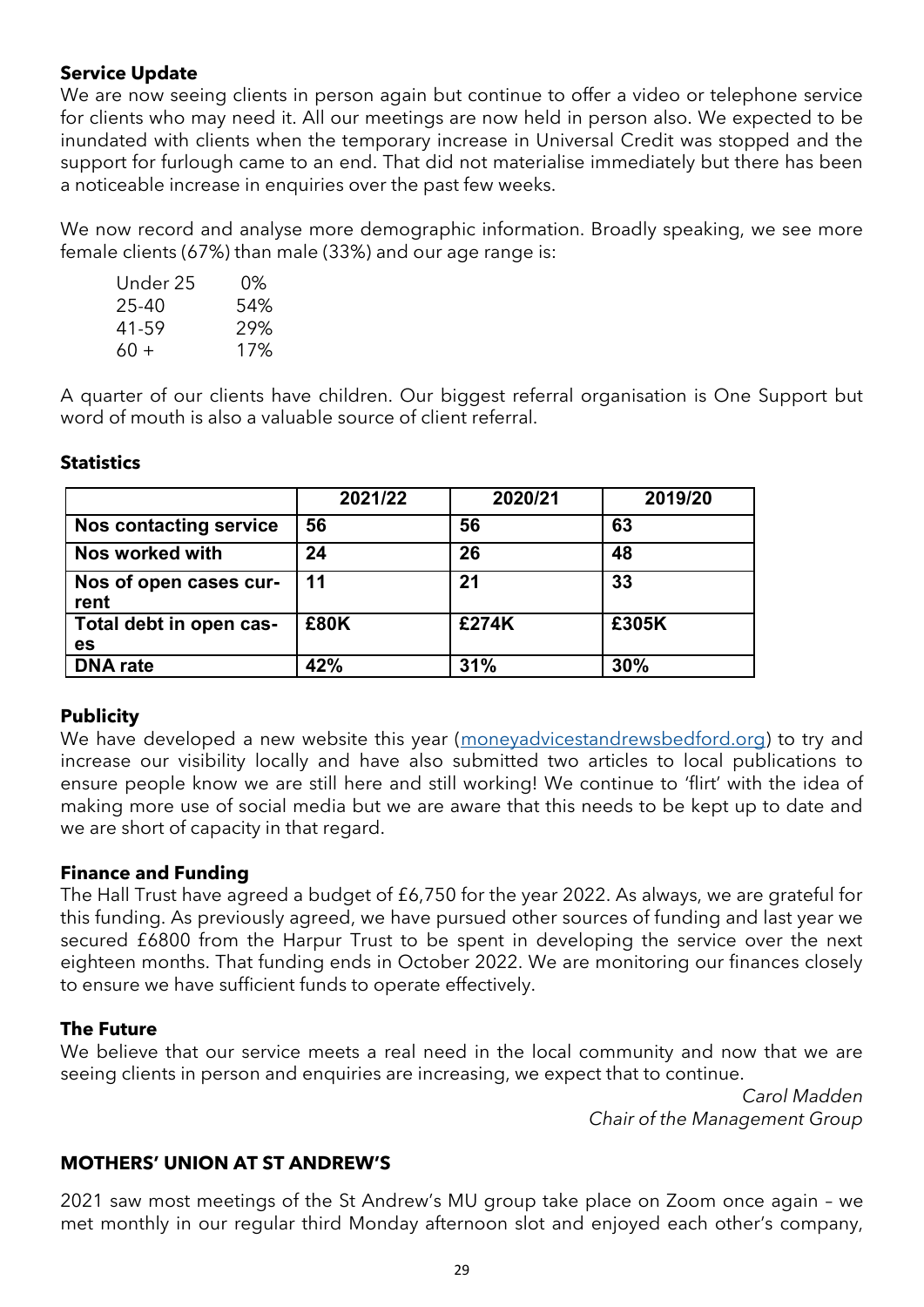**Service Update**

We are now seeing clients in person again but continue to offer a video or telephone service for clients who may need it. All our meetings are now held in person also. We expected to be inundated with clients when the temporary increase in Universal Credit was stopped and the support for furlough came to an end. That did not materialise immediately but there has been a noticeable increase in enquiries over the past few weeks.

We now record and analyse more demographic information. Broadly speaking, we see more female clients (67%) than male (33%) and our age range is:

| | |
|---|---|
| Under 25 | 0% |
| 25-40 | 54% |
| 41-59 | 29% |
| 60 + | 17% |

A quarter of our clients have children. Our biggest referral organisation is One Support but word of mouth is also a valuable source of client referral.

**Statistics**

| | 2021/22 | 2020/21 | 2019/20 |
|---|---|---|---|
| **Nos contacting service** | **56** | **56** | **63** |
| **Nos worked with** | **24** | **26** | **48** |
| **Nos of open cases current** | **11** | **21** | **33** |
| **Total debt in open cases** | **£80K** | **£274K** | **£305K** |
| **DNA rate** | **42%** | **31%** | **30%** |

**Publicity**

We have developed a new website this year (moneyadvicestandrewsbedford.org) to try and increase our visibility locally and have also submitted two articles to local publications to ensure people know we are still here and still working! We continue to 'flirt' with the idea of making more use of social media but we are aware that this needs to be kept up to date and we are short of capacity in that regard.

**Finance and Funding**

The Hall Trust have agreed a budget of £6,750 for the year 2022. As always, we are grateful for this funding. As previously agreed, we have pursued other sources of funding and last year we secured £6800 from the Harpur Trust to be spent in developing the service over the next eighteen months. That funding ends in October 2022. We are monitoring our finances closely to ensure we have sufficient funds to operate effectively.

**The Future**

We believe that our service meets a real need in the local community and now that we are seeing clients in person and enquiries are increasing, we expect that to continue.

*Carol Madden*
*Chair of the Management Group*

**MOTHERS' UNION AT ST ANDREW'S**

2021 saw most meetings of the St Andrew's MU group take place on Zoom once again – we met monthly in our regular third Monday afternoon slot and enjoyed each other's company,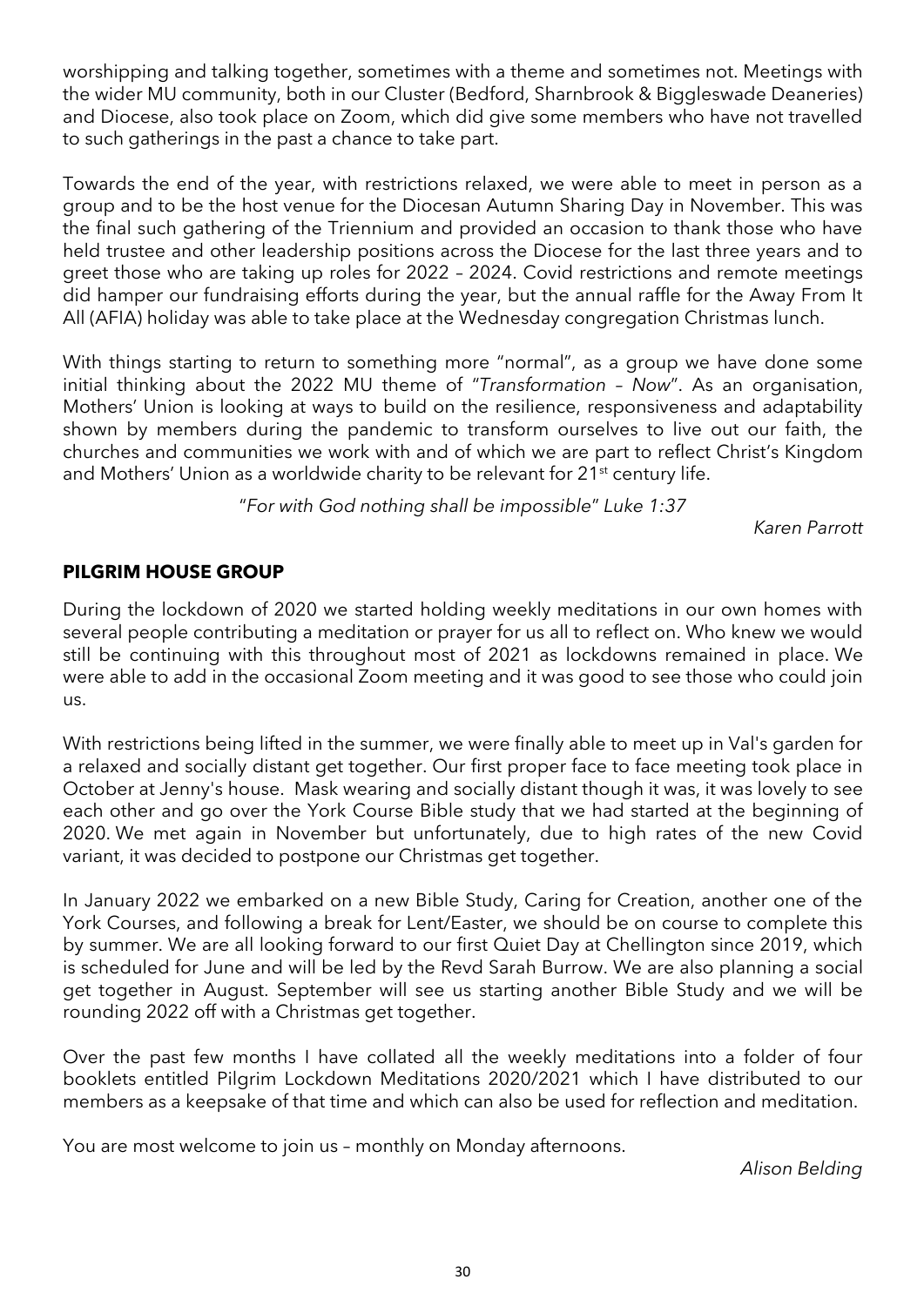worshipping and talking together, sometimes with a theme and sometimes not. Meetings with the wider MU community, both in our Cluster (Bedford, Sharnbrook & Biggleswade Deaneries) and Diocese, also took place on Zoom, which did give some members who have not travelled to such gatherings in the past a chance to take part.

Towards the end of the year, with restrictions relaxed, we were able to meet in person as a group and to be the host venue for the Diocesan Autumn Sharing Day in November. This was the final such gathering of the Triennium and provided an occasion to thank those who have held trustee and other leadership positions across the Diocese for the last three years and to greet those who are taking up roles for 2022 – 2024. Covid restrictions and remote meetings did hamper our fundraising efforts during the year, but the annual raffle for the Away From It All (AFIA) holiday was able to take place at the Wednesday congregation Christmas lunch.

With things starting to return to something more "normal", as a group we have done some initial thinking about the 2022 MU theme of "*Transformation – Now*". As an organisation, Mothers' Union is looking at ways to build on the resilience, responsiveness and adaptability shown by members during the pandemic to transform ourselves to live out our faith, the churches and communities we work with and of which we are part to reflect Christ's Kingdom and Mothers' Union as a worldwide charity to be relevant for 21st century life.

*"For with God nothing shall be impossible" Luke 1:37*

*Karen Parrott*

## PILGRIM HOUSE GROUP

During the lockdown of 2020 we started holding weekly meditations in our own homes with several people contributing a meditation or prayer for us all to reflect on. Who knew we would still be continuing with this throughout most of 2021 as lockdowns remained in place. We were able to add in the occasional Zoom meeting and it was good to see those who could join us.

With restrictions being lifted in the summer, we were finally able to meet up in Val's garden for a relaxed and socially distant get together. Our first proper face to face meeting took place in October at Jenny's house. Mask wearing and socially distant though it was, it was lovely to see each other and go over the York Course Bible study that we had started at the beginning of 2020. We met again in November but unfortunately, due to high rates of the new Covid variant, it was decided to postpone our Christmas get together.

In January 2022 we embarked on a new Bible Study, Caring for Creation, another one of the York Courses, and following a break for Lent/Easter, we should be on course to complete this by summer. We are all looking forward to our first Quiet Day at Chellington since 2019, which is scheduled for June and will be led by the Revd Sarah Burrow. We are also planning a social get together in August. September will see us starting another Bible Study and we will be rounding 2022 off with a Christmas get together.

Over the past few months I have collated all the weekly meditations into a folder of four booklets entitled Pilgrim Lockdown Meditations 2020/2021 which I have distributed to our members as a keepsake of that time and which can also be used for reflection and meditation.

You are most welcome to join us – monthly on Monday afternoons.

*Alison Belding*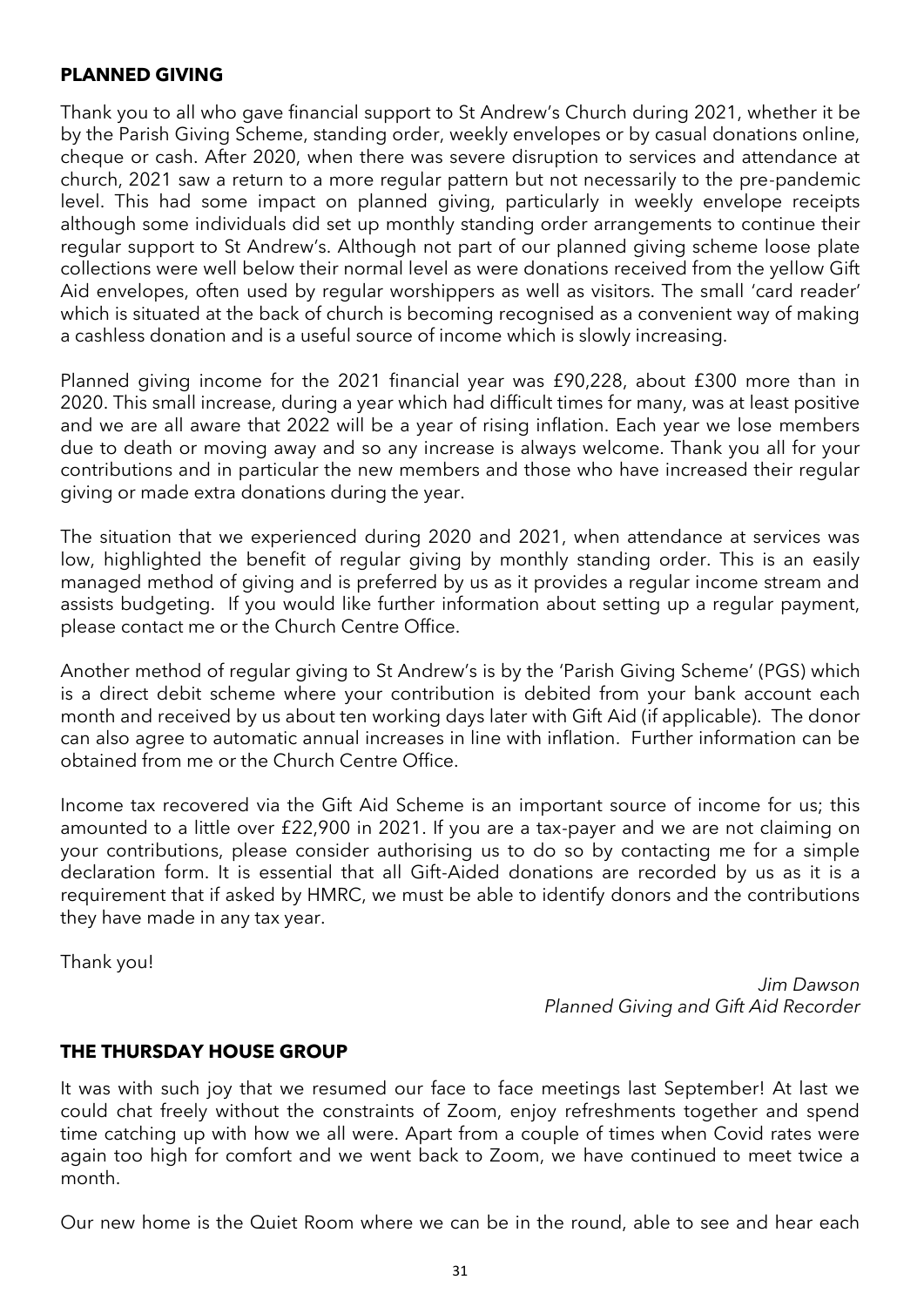## PLANNED GIVING

Thank you to all who gave financial support to St Andrew's Church during 2021, whether it be by the Parish Giving Scheme, standing order, weekly envelopes or by casual donations online, cheque or cash. After 2020, when there was severe disruption to services and attendance at church, 2021 saw a return to a more regular pattern but not necessarily to the pre-pandemic level. This had some impact on planned giving, particularly in weekly envelope receipts although some individuals did set up monthly standing order arrangements to continue their regular support to St Andrew's. Although not part of our planned giving scheme loose plate collections were well below their normal level as were donations received from the yellow Gift Aid envelopes, often used by regular worshippers as well as visitors. The small 'card reader' which is situated at the back of church is becoming recognised as a convenient way of making a cashless donation and is a useful source of income which is slowly increasing.

Planned giving income for the 2021 financial year was £90,228, about £300 more than in 2020. This small increase, during a year which had difficult times for many, was at least positive and we are all aware that 2022 will be a year of rising inflation. Each year we lose members due to death or moving away and so any increase is always welcome. Thank you all for your contributions and in particular the new members and those who have increased their regular giving or made extra donations during the year.

The situation that we experienced during 2020 and 2021, when attendance at services was low, highlighted the benefit of regular giving by monthly standing order. This is an easily managed method of giving and is preferred by us as it provides a regular income stream and assists budgeting. If you would like further information about setting up a regular payment, please contact me or the Church Centre Office.

Another method of regular giving to St Andrew's is by the 'Parish Giving Scheme' (PGS) which is a direct debit scheme where your contribution is debited from your bank account each month and received by us about ten working days later with Gift Aid (if applicable). The donor can also agree to automatic annual increases in line with inflation. Further information can be obtained from me or the Church Centre Office.

Income tax recovered via the Gift Aid Scheme is an important source of income for us; this amounted to a little over £22,900 in 2021. If you are a tax-payer and we are not claiming on your contributions, please consider authorising us to do so by contacting me for a simple declaration form. It is essential that all Gift-Aided donations are recorded by us as it is a requirement that if asked by HMRC, we must be able to identify donors and the contributions they have made in any tax year.

Thank you!

*Jim Dawson*
*Planned Giving and Gift Aid Recorder*

## THE THURSDAY HOUSE GROUP

It was with such joy that we resumed our face to face meetings last September! At last we could chat freely without the constraints of Zoom, enjoy refreshments together and spend time catching up with how we all were. Apart from a couple of times when Covid rates were again too high for comfort and we went back to Zoom, we have continued to meet twice a month.

Our new home is the Quiet Room where we can be in the round, able to see and hear each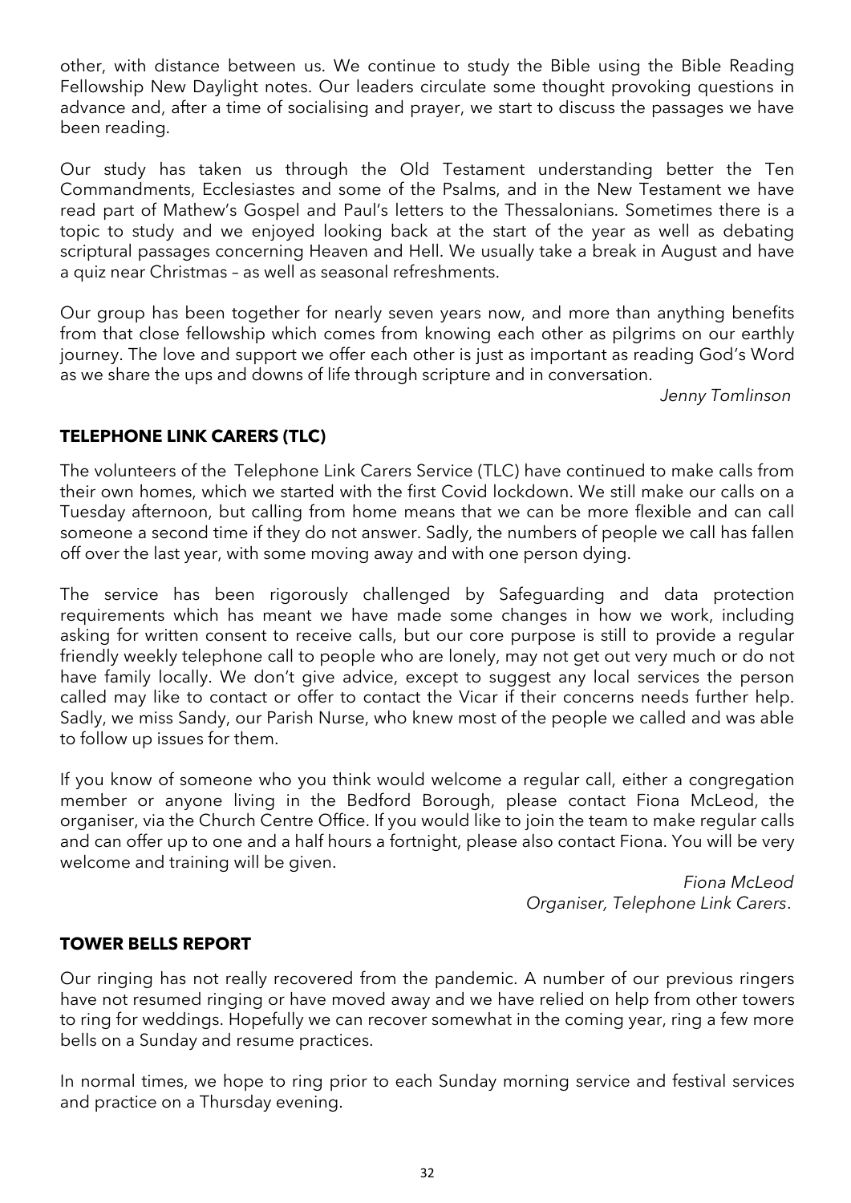other, with distance between us. We continue to study the Bible using the Bible Reading Fellowship New Daylight notes. Our leaders circulate some thought provoking questions in advance and, after a time of socialising and prayer, we start to discuss the passages we have been reading.

Our study has taken us through the Old Testament understanding better the Ten Commandments, Ecclesiastes and some of the Psalms, and in the New Testament we have read part of Mathew's Gospel and Paul's letters to the Thessalonians. Sometimes there is a topic to study and we enjoyed looking back at the start of the year as well as debating scriptural passages concerning Heaven and Hell. We usually take a break in August and have a quiz near Christmas – as well as seasonal refreshments.

Our group has been together for nearly seven years now, and more than anything benefits from that close fellowship which comes from knowing each other as pilgrims on our earthly journey. The love and support we offer each other is just as important as reading God's Word as we share the ups and downs of life through scripture and in conversation.

*Jenny Tomlinson*

## TELEPHONE LINK CARERS (TLC)

The volunteers of the Telephone Link Carers Service (TLC) have continued to make calls from their own homes, which we started with the first Covid lockdown. We still make our calls on a Tuesday afternoon, but calling from home means that we can be more flexible and can call someone a second time if they do not answer. Sadly, the numbers of people we call has fallen off over the last year, with some moving away and with one person dying.

The service has been rigorously challenged by Safeguarding and data protection requirements which has meant we have made some changes in how we work, including asking for written consent to receive calls, but our core purpose is still to provide a regular friendly weekly telephone call to people who are lonely, may not get out very much or do not have family locally. We don't give advice, except to suggest any local services the person called may like to contact or offer to contact the Vicar if their concerns needs further help. Sadly, we miss Sandy, our Parish Nurse, who knew most of the people we called and was able to follow up issues for them.

If you know of someone who you think would welcome a regular call, either a congregation member or anyone living in the Bedford Borough, please contact Fiona McLeod, the organiser, via the Church Centre Office. If you would like to join the team to make regular calls and can offer up to one and a half hours a fortnight, please also contact Fiona. You will be very welcome and training will be given.

*Fiona McLeod*
*Organiser, Telephone Link Carers*.

## TOWER BELLS REPORT

Our ringing has not really recovered from the pandemic. A number of our previous ringers have not resumed ringing or have moved away and we have relied on help from other towers to ring for weddings. Hopefully we can recover somewhat in the coming year, ring a few more bells on a Sunday and resume practices.

In normal times, we hope to ring prior to each Sunday morning service and festival services and practice on a Thursday evening.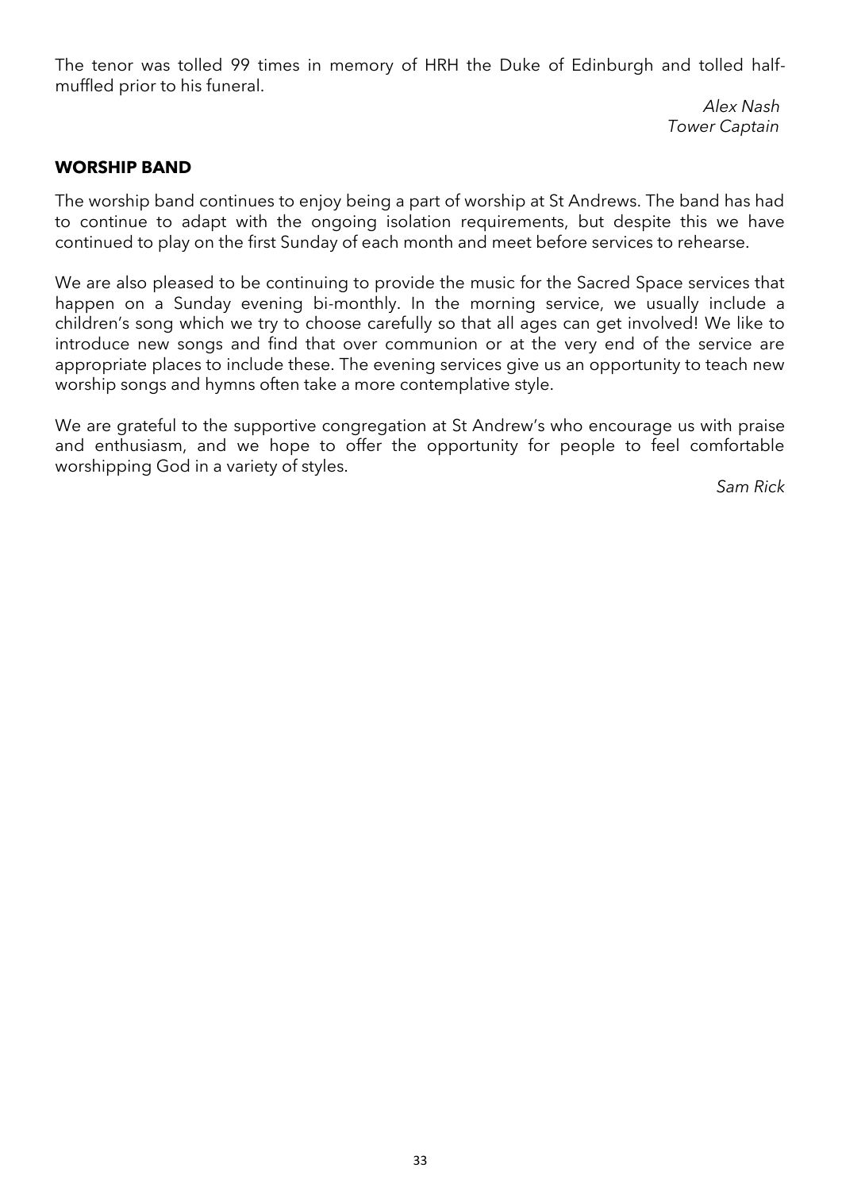The tenor was tolled 99 times in memory of HRH the Duke of Edinburgh and tolled half-muffled prior to his funeral.

*Alex Nash*
*Tower Captain*

## WORSHIP BAND

The worship band continues to enjoy being a part of worship at St Andrews. The band has had to continue to adapt with the ongoing isolation requirements, but despite this we have continued to play on the first Sunday of each month and meet before services to rehearse.

We are also pleased to be continuing to provide the music for the Sacred Space services that happen on a Sunday evening bi-monthly. In the morning service, we usually include a children's song which we try to choose carefully so that all ages can get involved! We like to introduce new songs and find that over communion or at the very end of the service are appropriate places to include these. The evening services give us an opportunity to teach new worship songs and hymns often take a more contemplative style.

We are grateful to the supportive congregation at St Andrew's who encourage us with praise and enthusiasm, and we hope to offer the opportunity for people to feel comfortable worshipping God in a variety of styles.

*Sam Rick*